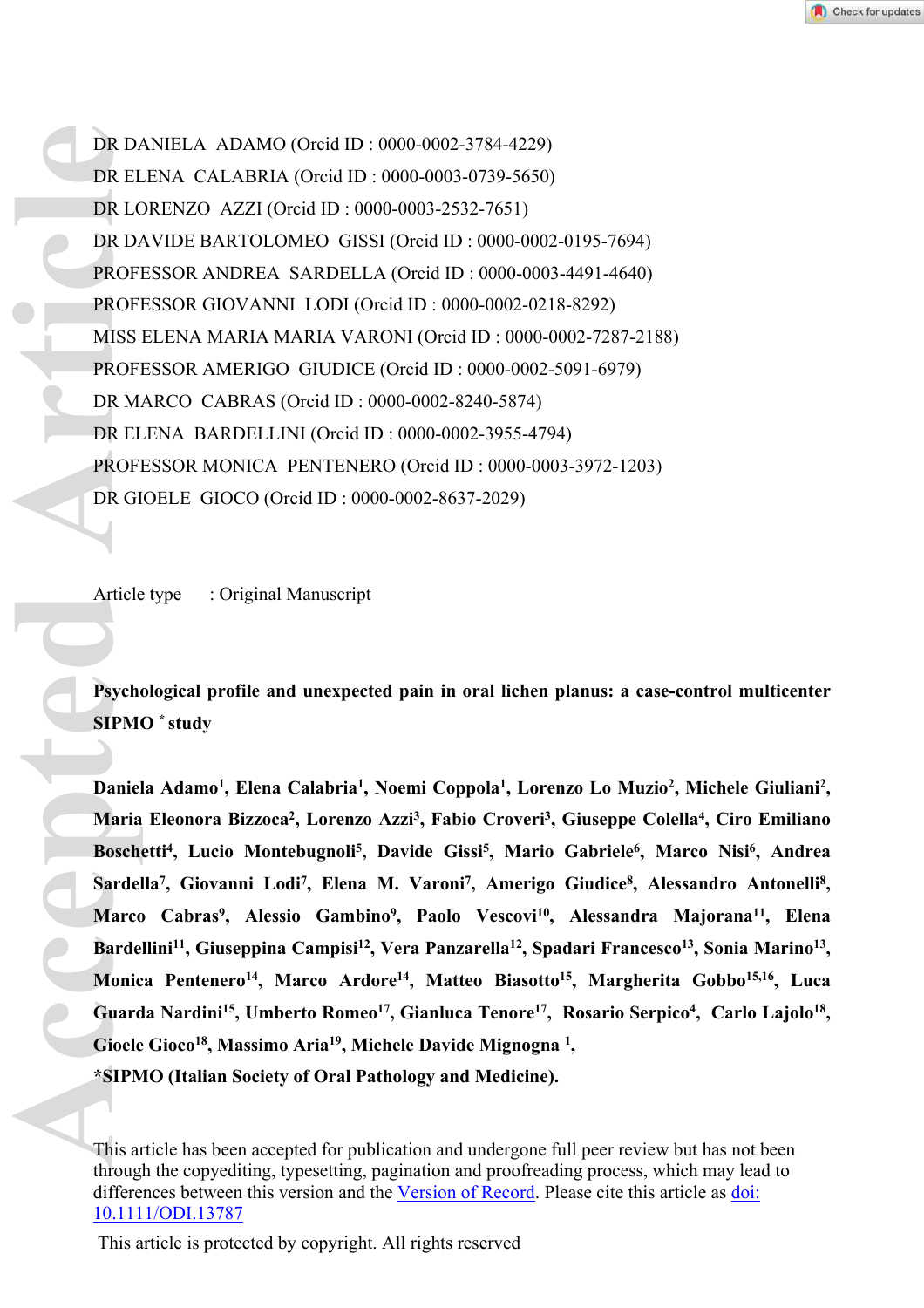DR DANIELA  ADAMO (Orcid ID : 0000-0002-3784-4229)
DR ELENA  CALABRIA (Orcid ID : 0000-0003-0739-5650)
DR LORENZO  AZZI (Orcid ID : 0000-0003-2532-7651)
DR DAVIDE BARTOLOMEO  GISSI (Orcid ID : 0000-0002-0195-7694)
PROFESSOR ANDREA  SARDELLA (Orcid ID : 0000-0003-4491-4640)
PROFESSOR GIOVANNI  LODI (Orcid ID : 0000-0002-0218-8292)
MISS ELENA MARIA MARIA VARONI (Orcid ID : 0000-0002-7287-2188)
PROFESSOR AMERIGO  GIUDICE (Orcid ID : 0000-0002-5091-6979)
DR MARCO  CABRAS (Orcid ID : 0000-0002-8240-5874)
DR ELENA  BARDELLINI (Orcid ID : 0000-0002-3955-4794)
PROFESSOR MONICA  PENTENERO (Orcid ID : 0000-0003-3972-1203)
DR GIOELE  GIOCO (Orcid ID : 0000-0002-8637-2029)

Article type : Original Manuscript

# Psychological profile and unexpected pain in oral lichen planus: a case-control multicenter SIPMO * study

**Daniela Adamo[1], Elena Calabria[1], Noemi Coppola[1], Lorenzo Lo Muzio[2], Michele Giuliani[2], Maria Eleonora Bizzoca[2], Lorenzo Azzi[3], Fabio Croveri[3], Giuseppe Colella[4], Ciro Emiliano Boschetti[4], Lucio Montebugnoli[5], Davide Gissi[5], Mario Gabriele[6], Marco Nisi[6], Andrea Sardella[7], Giovanni Lodi[7], Elena M. Varoni[7], Amerigo Giudice[8], Alessandro Antonelli[8], Marco Cabras[9], Alessio Gambino[9], Paolo Vescovi[10], Alessandra Majorana[11], Elena Bardellini[11], Giuseppina Campisi[12], Vera Panzarella[12], Spadari Francesco[13], Sonia Marino[13], Monica Pentenero[14], Marco Ardore[14], Matteo Biasotto[15], Margherita Gobbo[15,16], Luca Guarda Nardini[15], Umberto Romeo[17], Gianluca Tenore[17], Rosario Serpico[4], Carlo Lajolo[18], Gioele Gioco[18], Massimo Aria[19], Michele Davide Mignogna [1],**

**\*SIPMO (Italian Society of Oral Pathology and Medicine).**

This article has been accepted for publication and undergone full peer review but has not been through the copyediting, typesetting, pagination and proofreading process, which may lead to differences between this version and the Version of Record. Please cite this article as doi: 10.1111/ODI.13787

This article is protected by copyright. All rights reserved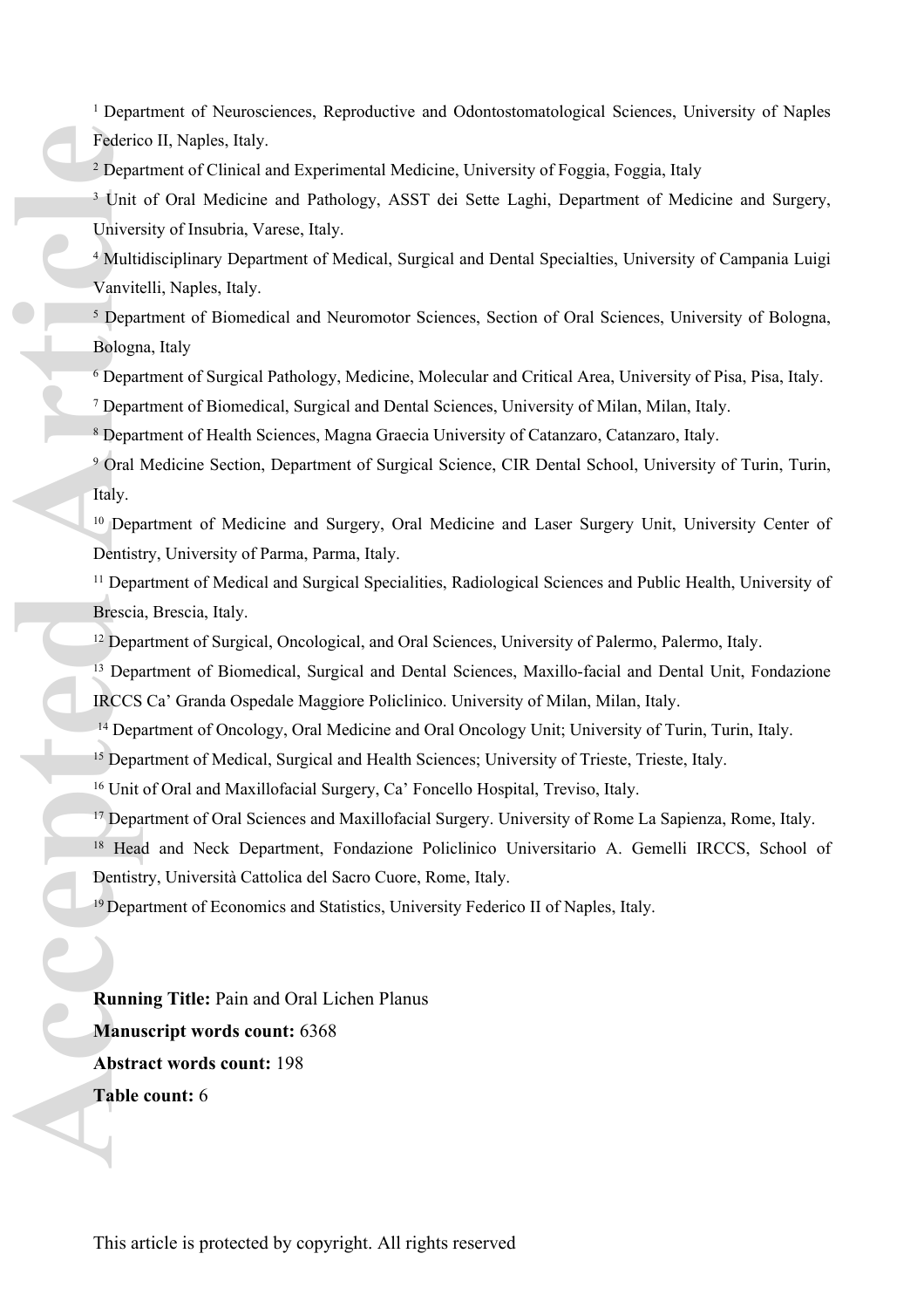[1] Department of Neurosciences, Reproductive and Odontostomatological Sciences, University of Naples Federico II, Naples, Italy.

[2] Department of Clinical and Experimental Medicine, University of Foggia, Foggia, Italy

[3] Unit of Oral Medicine and Pathology, ASST dei Sette Laghi, Department of Medicine and Surgery, University of Insubria, Varese, Italy.

[4] Multidisciplinary Department of Medical, Surgical and Dental Specialties, University of Campania Luigi Vanvitelli, Naples, Italy.

[5] Department of Biomedical and Neuromotor Sciences, Section of Oral Sciences, University of Bologna, Bologna, Italy

[6] Department of Surgical Pathology, Medicine, Molecular and Critical Area, University of Pisa, Pisa, Italy.

[7] Department of Biomedical, Surgical and Dental Sciences, University of Milan, Milan, Italy.

[8] Department of Health Sciences, Magna Graecia University of Catanzaro, Catanzaro, Italy.

[9] Oral Medicine Section, Department of Surgical Science, CIR Dental School, University of Turin, Turin, Italy.

[10] Department of Medicine and Surgery, Oral Medicine and Laser Surgery Unit, University Center of Dentistry, University of Parma, Parma, Italy.

[11] Department of Medical and Surgical Specialities, Radiological Sciences and Public Health, University of Brescia, Brescia, Italy.

[12] Department of Surgical, Oncological, and Oral Sciences, University of Palermo, Palermo, Italy.

[13] Department of Biomedical, Surgical and Dental Sciences, Maxillo-facial and Dental Unit, Fondazione IRCCS Ca' Granda Ospedale Maggiore Policlinico. University of Milan, Milan, Italy.

[14] Department of Oncology, Oral Medicine and Oral Oncology Unit; University of Turin, Turin, Italy.

[15] Department of Medical, Surgical and Health Sciences; University of Trieste, Trieste, Italy.

[16] Unit of Oral and Maxillofacial Surgery, Ca' Foncello Hospital, Treviso, Italy.

[17] Department of Oral Sciences and Maxillofacial Surgery. University of Rome La Sapienza, Rome, Italy.

[18] Head and Neck Department, Fondazione Policlinico Universitario A. Gemelli IRCCS, School of Dentistry, Università Cattolica del Sacro Cuore, Rome, Italy.

[19] Department of Economics and Statistics, University Federico II of Naples, Italy.

**Running Title:** Pain and Oral Lichen Planus

**Manuscript words count:** 6368

**Abstract words count:** 198

**Table count:** 6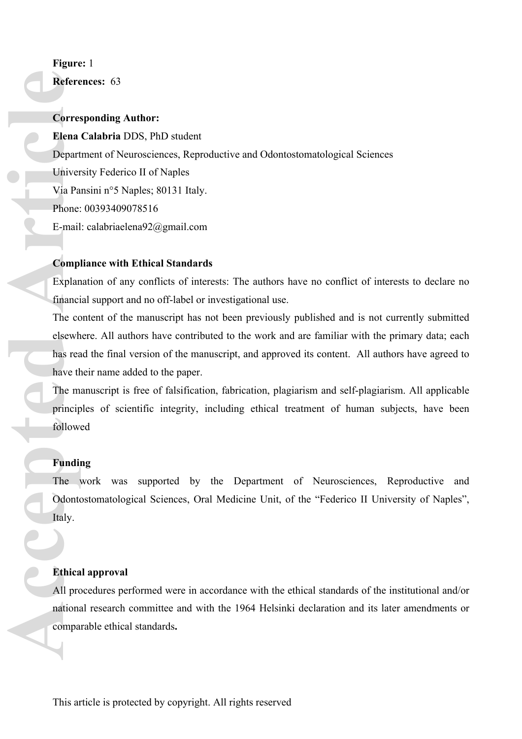**Figure:** 1

**References:** 63

**Corresponding Author:**

**Elena Calabria** DDS, PhD student

Department of Neurosciences, Reproductive and Odontostomatological Sciences

University Federico II of Naples

Via Pansini n°5 Naples; 80131 Italy.

Phone: 00393409078516

E-mail: calabriaelena92@gmail.com

**Compliance with Ethical Standards**

Explanation of any conflicts of interests: The authors have no conflict of interests to declare no financial support and no off-label or investigational use.

The content of the manuscript has not been previously published and is not currently submitted elsewhere. All authors have contributed to the work and are familiar with the primary data; each has read the final version of the manuscript, and approved its content. All authors have agreed to have their name added to the paper.

The manuscript is free of falsification, fabrication, plagiarism and self-plagiarism. All applicable principles of scientific integrity, including ethical treatment of human subjects, have been followed

**Funding**

The work was supported by the Department of Neurosciences, Reproductive and Odontostomatological Sciences, Oral Medicine Unit, of the "Federico II University of Naples", Italy.

**Ethical approval**

All procedures performed were in accordance with the ethical standards of the institutional and/or national research committee and with the 1964 Helsinki declaration and its later amendments or comparable ethical standards**.**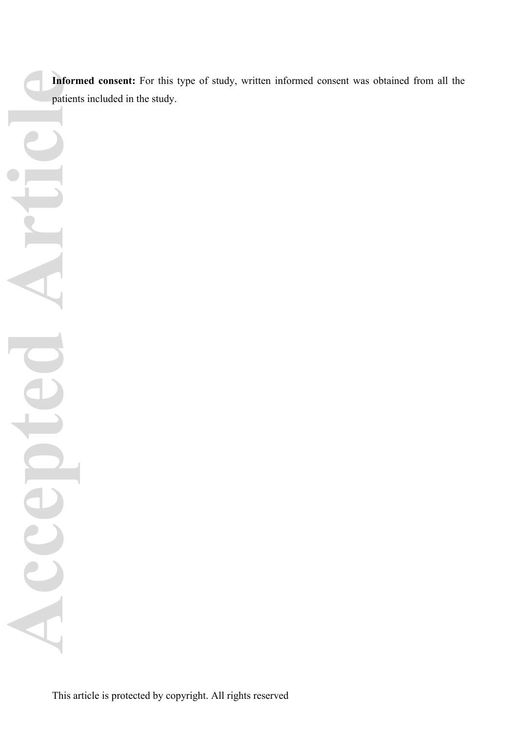**Informed consent:** For this type of study, written informed consent was obtained from all the patients included in the study.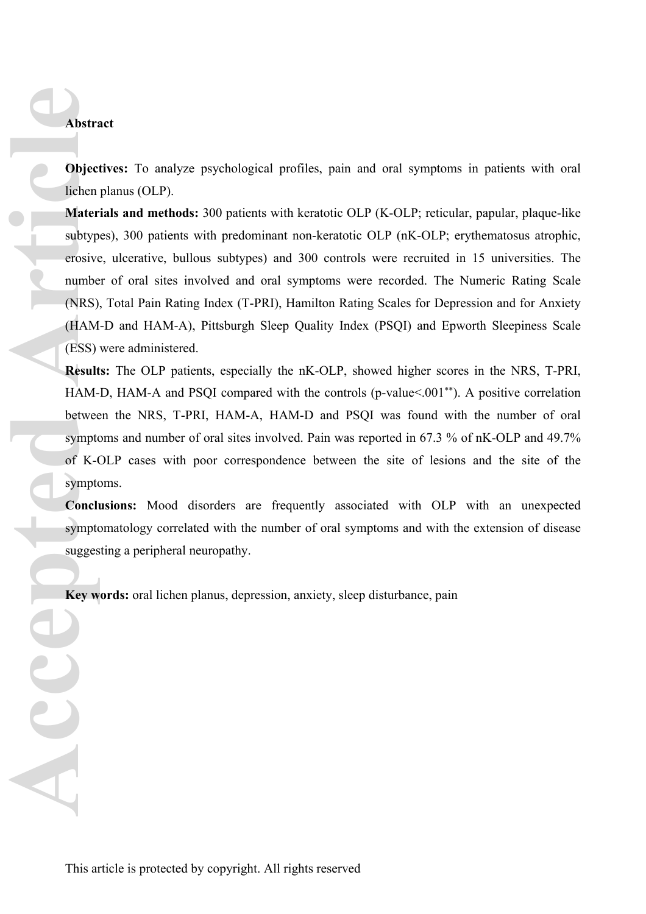**Abstract**

**Objectives:** To analyze psychological profiles, pain and oral symptoms in patients with oral lichen planus (OLP).

**Materials and methods:** 300 patients with keratotic OLP (K-OLP; reticular, papular, plaque-like subtypes), 300 patients with predominant non-keratotic OLP (nK-OLP; erythematosus atrophic, erosive, ulcerative, bullous subtypes) and 300 controls were recruited in 15 universities. The number of oral sites involved and oral symptoms were recorded. The Numeric Rating Scale (NRS), Total Pain Rating Index (T-PRI), Hamilton Rating Scales for Depression and for Anxiety (HAM-D and HAM-A), Pittsburgh Sleep Quality Index (PSQI) and Epworth Sleepiness Scale (ESS) were administered.

**Results:** The OLP patients, especially the nK-OLP, showed higher scores in the NRS, T-PRI, HAM-D, HAM-A and PSQI compared with the controls (p-value<.001[**]). A positive correlation between the NRS, T-PRI, HAM-A, HAM-D and PSQI was found with the number of oral symptoms and number of oral sites involved. Pain was reported in 67.3 % of nK-OLP and 49.7% of K-OLP cases with poor correspondence between the site of lesions and the site of the symptoms.

**Conclusions:** Mood disorders are frequently associated with OLP with an unexpected symptomatology correlated with the number of oral symptoms and with the extension of disease suggesting a peripheral neuropathy.

**Key words:** oral lichen planus, depression, anxiety, sleep disturbance, pain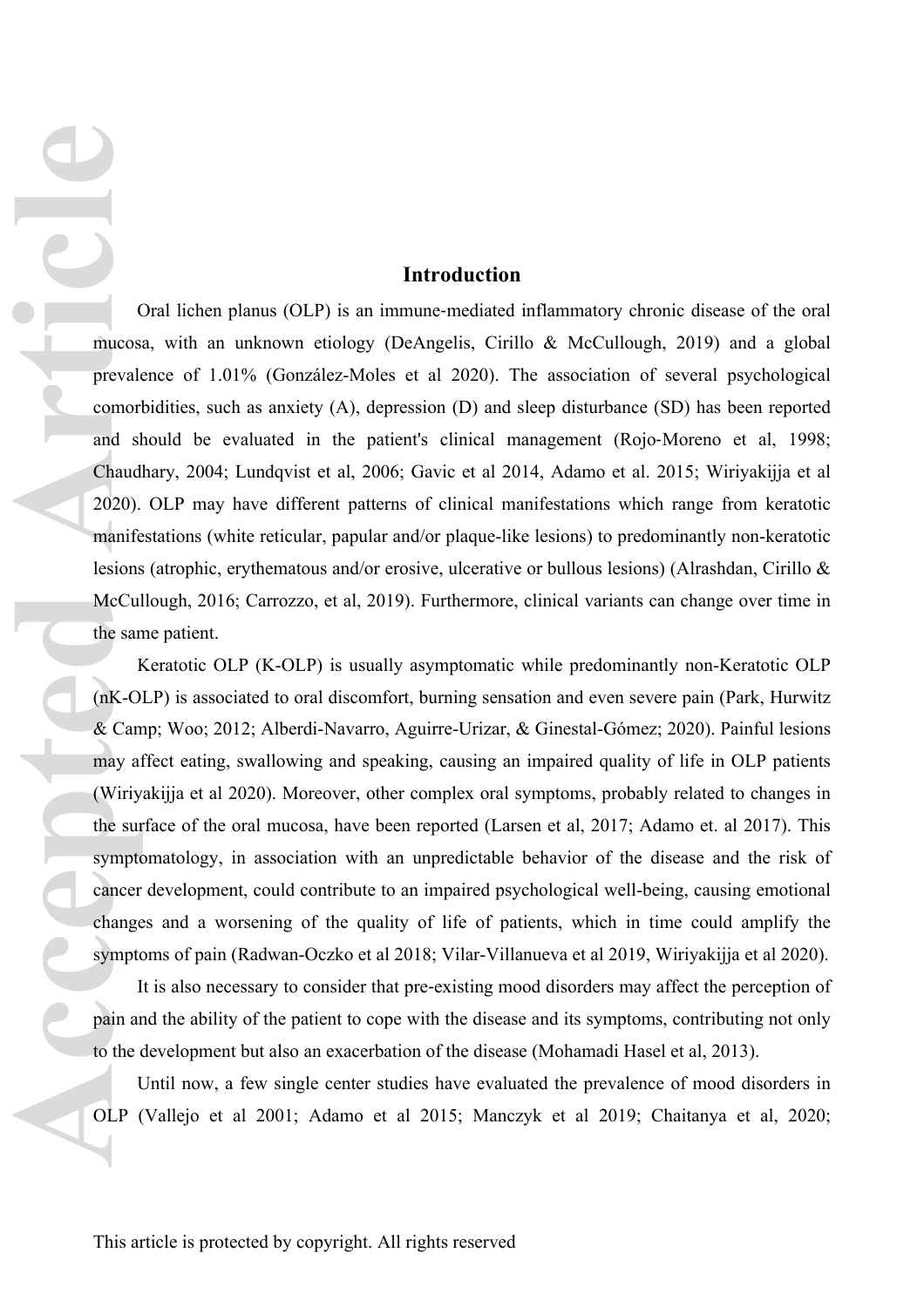## Introduction

Oral lichen planus (OLP) is an immune-mediated inflammatory chronic disease of the oral mucosa, with an unknown etiology (DeAngelis, Cirillo & McCullough, 2019) and a global prevalence of 1.01% (González-Moles et al 2020). The association of several psychological comorbidities, such as anxiety (A), depression (D) and sleep disturbance (SD) has been reported and should be evaluated in the patient's clinical management (Rojo-Moreno et al, 1998; Chaudhary, 2004; Lundqvist et al, 2006; Gavic et al 2014, Adamo et al. 2015; Wiriyakijja et al 2020). OLP may have different patterns of clinical manifestations which range from keratotic manifestations (white reticular, papular and/or plaque-like lesions) to predominantly non-keratotic lesions (atrophic, erythematous and/or erosive, ulcerative or bullous lesions) (Alrashdan, Cirillo & McCullough, 2016; Carrozzo, et al, 2019). Furthermore, clinical variants can change over time in the same patient.

Keratotic OLP (K-OLP) is usually asymptomatic while predominantly non-Keratotic OLP (nK-OLP) is associated to oral discomfort, burning sensation and even severe pain (Park, Hurwitz & Camp; Woo; 2012; Alberdi-Navarro, Aguirre-Urizar, & Ginestal-Gómez; 2020). Painful lesions may affect eating, swallowing and speaking, causing an impaired quality of life in OLP patients (Wiriyakijja et al 2020). Moreover, other complex oral symptoms, probably related to changes in the surface of the oral mucosa, have been reported (Larsen et al, 2017; Adamo et. al 2017). This symptomatology, in association with an unpredictable behavior of the disease and the risk of cancer development, could contribute to an impaired psychological well-being, causing emotional changes and a worsening of the quality of life of patients, which in time could amplify the symptoms of pain (Radwan-Oczko et al 2018; Vilar-Villanueva et al 2019, Wiriyakijja et al 2020).

It is also necessary to consider that pre-existing mood disorders may affect the perception of pain and the ability of the patient to cope with the disease and its symptoms, contributing not only to the development but also an exacerbation of the disease (Mohamadi Hasel et al, 2013).

Until now, a few single center studies have evaluated the prevalence of mood disorders in OLP (Vallejo et al 2001; Adamo et al 2015; Manczyk et al 2019; Chaitanya et al, 2020;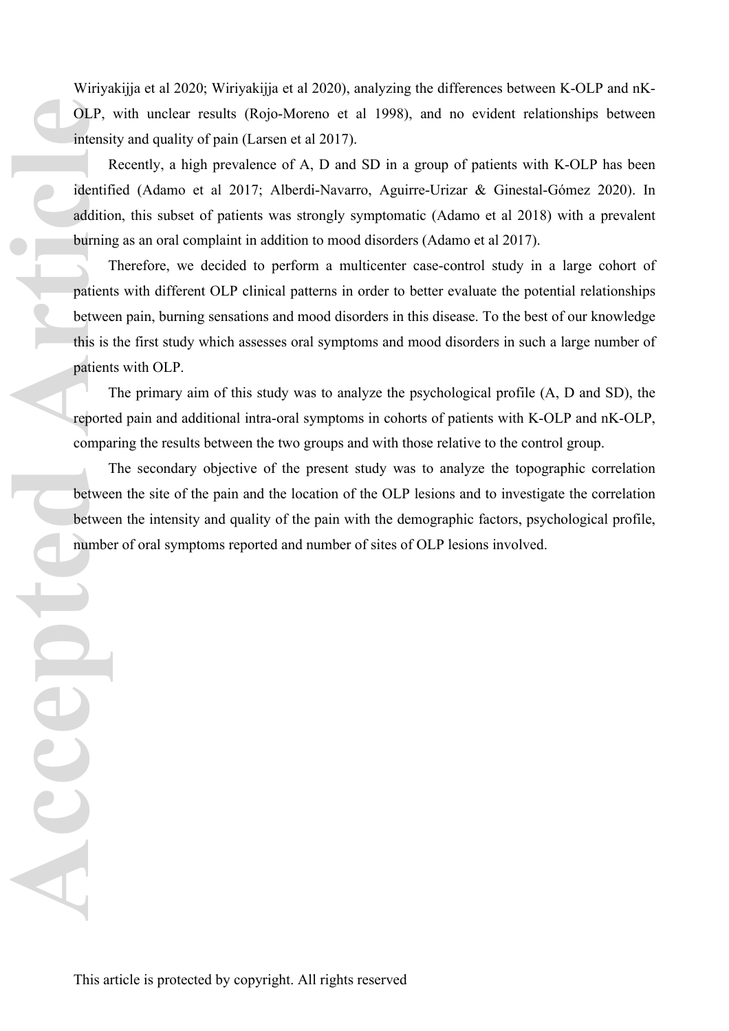Wiriyakijja et al 2020; Wiriyakijja et al 2020), analyzing the differences between K-OLP and nK-OLP, with unclear results (Rojo-Moreno et al 1998), and no evident relationships between intensity and quality of pain (Larsen et al 2017).

Recently, a high prevalence of A, D and SD in a group of patients with K-OLP has been identified (Adamo et al 2017; Alberdi-Navarro, Aguirre-Urizar & Ginestal-Gómez 2020). In addition, this subset of patients was strongly symptomatic (Adamo et al 2018) with a prevalent burning as an oral complaint in addition to mood disorders (Adamo et al 2017).

Therefore, we decided to perform a multicenter case-control study in a large cohort of patients with different OLP clinical patterns in order to better evaluate the potential relationships between pain, burning sensations and mood disorders in this disease. To the best of our knowledge this is the first study which assesses oral symptoms and mood disorders in such a large number of patients with OLP.

The primary aim of this study was to analyze the psychological profile (A, D and SD), the reported pain and additional intra-oral symptoms in cohorts of patients with K-OLP and nK-OLP, comparing the results between the two groups and with those relative to the control group.

The secondary objective of the present study was to analyze the topographic correlation between the site of the pain and the location of the OLP lesions and to investigate the correlation between the intensity and quality of the pain with the demographic factors, psychological profile, number of oral symptoms reported and number of sites of OLP lesions involved.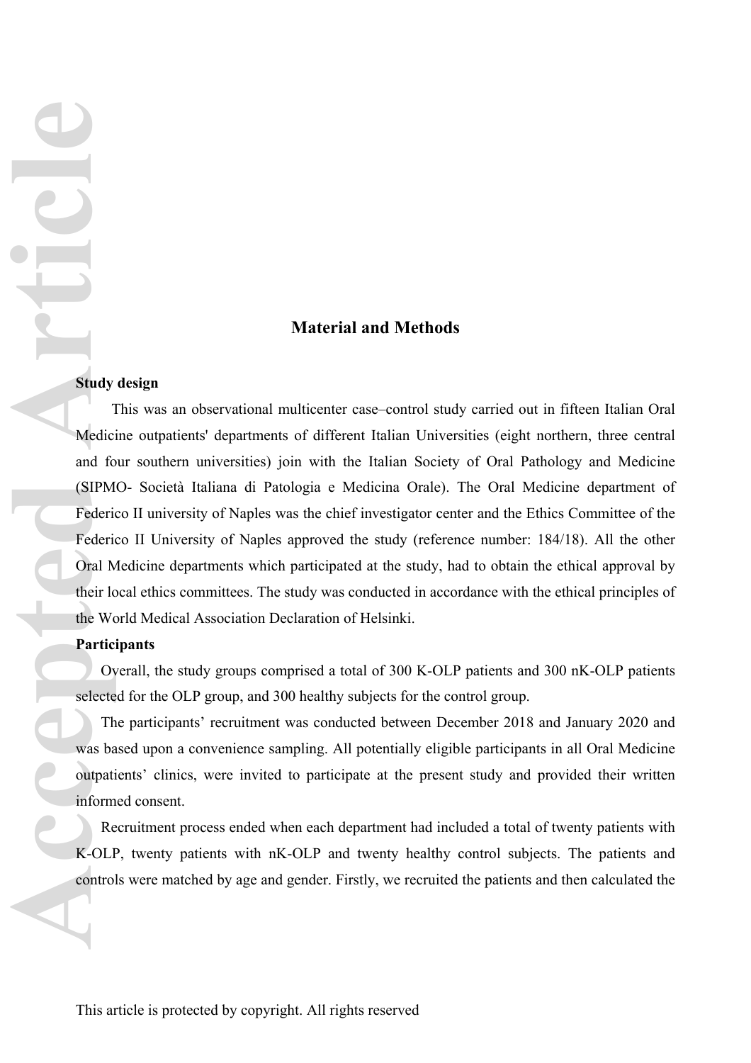## Material and Methods

**Study design**

This was an observational multicenter case–control study carried out in fifteen Italian Oral Medicine outpatients' departments of different Italian Universities (eight northern, three central and four southern universities) join with the Italian Society of Oral Pathology and Medicine (SIPMO- Società Italiana di Patologia e Medicina Orale). The Oral Medicine department of Federico II university of Naples was the chief investigator center and the Ethics Committee of the Federico II University of Naples approved the study (reference number: 184/18). All the other Oral Medicine departments which participated at the study, had to obtain the ethical approval by their local ethics committees. The study was conducted in accordance with the ethical principles of the World Medical Association Declaration of Helsinki.

**Participants**

Overall, the study groups comprised a total of 300 K-OLP patients and 300 nK-OLP patients selected for the OLP group, and 300 healthy subjects for the control group.

The participants' recruitment was conducted between December 2018 and January 2020 and was based upon a convenience sampling. All potentially eligible participants in all Oral Medicine outpatients' clinics, were invited to participate at the present study and provided their written informed consent.

Recruitment process ended when each department had included a total of twenty patients with K-OLP, twenty patients with nK-OLP and twenty healthy control subjects. The patients and controls were matched by age and gender. Firstly, we recruited the patients and then calculated the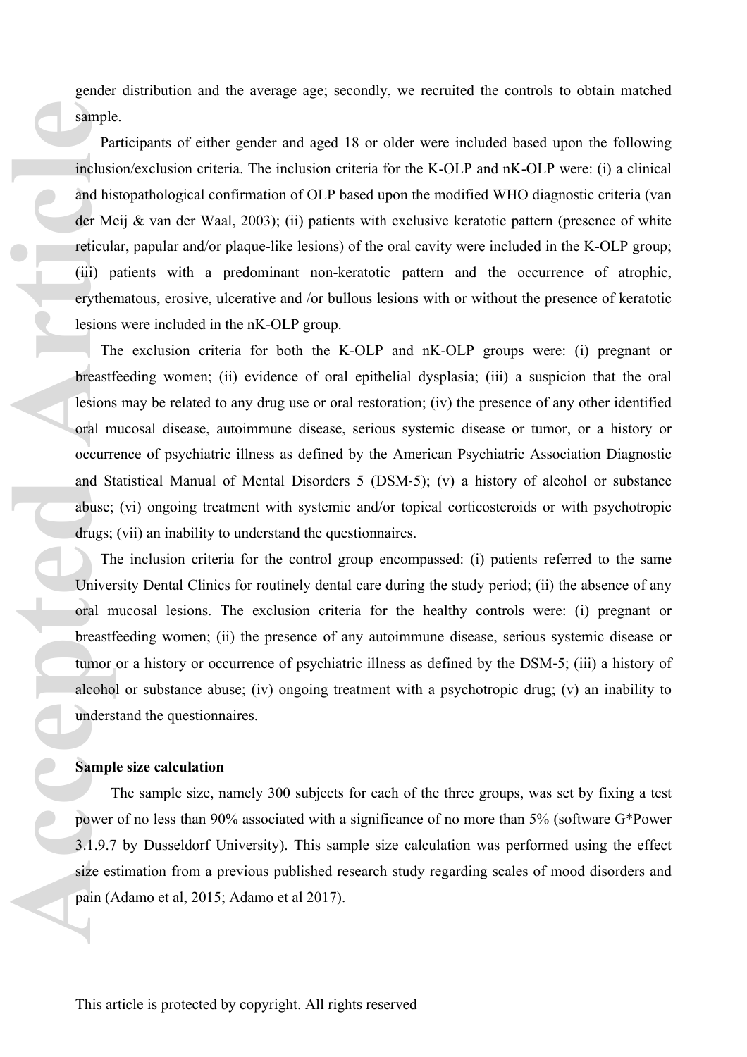gender distribution and the average age; secondly, we recruited the controls to obtain matched sample.

Participants of either gender and aged 18 or older were included based upon the following inclusion/exclusion criteria. The inclusion criteria for the K-OLP and nK-OLP were: (i) a clinical and histopathological confirmation of OLP based upon the modified WHO diagnostic criteria (van der Meij & van der Waal, 2003); (ii) patients with exclusive keratotic pattern (presence of white reticular, papular and/or plaque-like lesions) of the oral cavity were included in the K-OLP group; (iii) patients with a predominant non-keratotic pattern and the occurrence of atrophic, erythematous, erosive, ulcerative and /or bullous lesions with or without the presence of keratotic lesions were included in the nK-OLP group.

The exclusion criteria for both the K-OLP and nK-OLP groups were: (i) pregnant or breastfeeding women; (ii) evidence of oral epithelial dysplasia; (iii) a suspicion that the oral lesions may be related to any drug use or oral restoration; (iv) the presence of any other identified oral mucosal disease, autoimmune disease, serious systemic disease or tumor, or a history or occurrence of psychiatric illness as defined by the American Psychiatric Association Diagnostic and Statistical Manual of Mental Disorders 5 (DSM-5); (v) a history of alcohol or substance abuse; (vi) ongoing treatment with systemic and/or topical corticosteroids or with psychotropic drugs; (vii) an inability to understand the questionnaires.

The inclusion criteria for the control group encompassed: (i) patients referred to the same University Dental Clinics for routinely dental care during the study period; (ii) the absence of any oral mucosal lesions. The exclusion criteria for the healthy controls were: (i) pregnant or breastfeeding women; (ii) the presence of any autoimmune disease, serious systemic disease or tumor or a history or occurrence of psychiatric illness as defined by the DSM-5; (iii) a history of alcohol or substance abuse; (iv) ongoing treatment with a psychotropic drug; (v) an inability to understand the questionnaires.

**Sample size calculation**

The sample size, namely 300 subjects for each of the three groups, was set by fixing a test power of no less than 90% associated with a significance of no more than 5% (software G*Power 3.1.9.7 by Dusseldorf University). This sample size calculation was performed using the effect size estimation from a previous published research study regarding scales of mood disorders and pain (Adamo et al, 2015; Adamo et al 2017).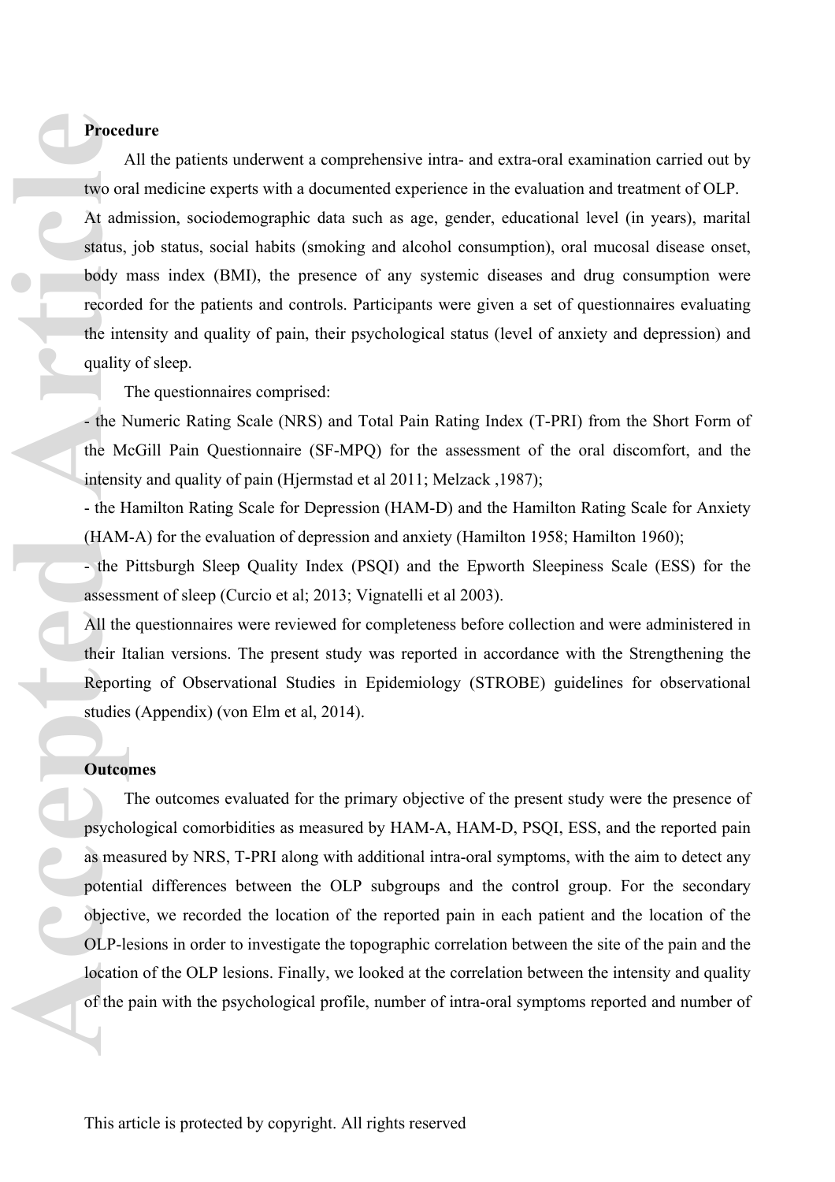**Procedure**

All the patients underwent a comprehensive intra- and extra-oral examination carried out by two oral medicine experts with a documented experience in the evaluation and treatment of OLP. At admission, sociodemographic data such as age, gender, educational level (in years), marital status, job status, social habits (smoking and alcohol consumption), oral mucosal disease onset, body mass index (BMI), the presence of any systemic diseases and drug consumption were recorded for the patients and controls. Participants were given a set of questionnaires evaluating the intensity and quality of pain, their psychological status (level of anxiety and depression) and quality of sleep.

The questionnaires comprised:

- the Numeric Rating Scale (NRS) and Total Pain Rating Index (T-PRI) from the Short Form of the McGill Pain Questionnaire (SF-MPQ) for the assessment of the oral discomfort, and the intensity and quality of pain (Hjermstad et al 2011; Melzack ,1987);
- the Hamilton Rating Scale for Depression (HAM-D) and the Hamilton Rating Scale for Anxiety (HAM-A) for the evaluation of depression and anxiety (Hamilton 1958; Hamilton 1960);
- the Pittsburgh Sleep Quality Index (PSQI) and the Epworth Sleepiness Scale (ESS) for the assessment of sleep (Curcio et al; 2013; Vignatelli et al 2003).

All the questionnaires were reviewed for completeness before collection and were administered in their Italian versions. The present study was reported in accordance with the Strengthening the Reporting of Observational Studies in Epidemiology (STROBE) guidelines for observational studies (Appendix) (von Elm et al, 2014).

**Outcomes**

The outcomes evaluated for the primary objective of the present study were the presence of psychological comorbidities as measured by HAM-A, HAM-D, PSQI, ESS, and the reported pain as measured by NRS, T-PRI along with additional intra-oral symptoms, with the aim to detect any potential differences between the OLP subgroups and the control group. For the secondary objective, we recorded the location of the reported pain in each patient and the location of the OLP-lesions in order to investigate the topographic correlation between the site of the pain and the location of the OLP lesions. Finally, we looked at the correlation between the intensity and quality of the pain with the psychological profile, number of intra-oral symptoms reported and number of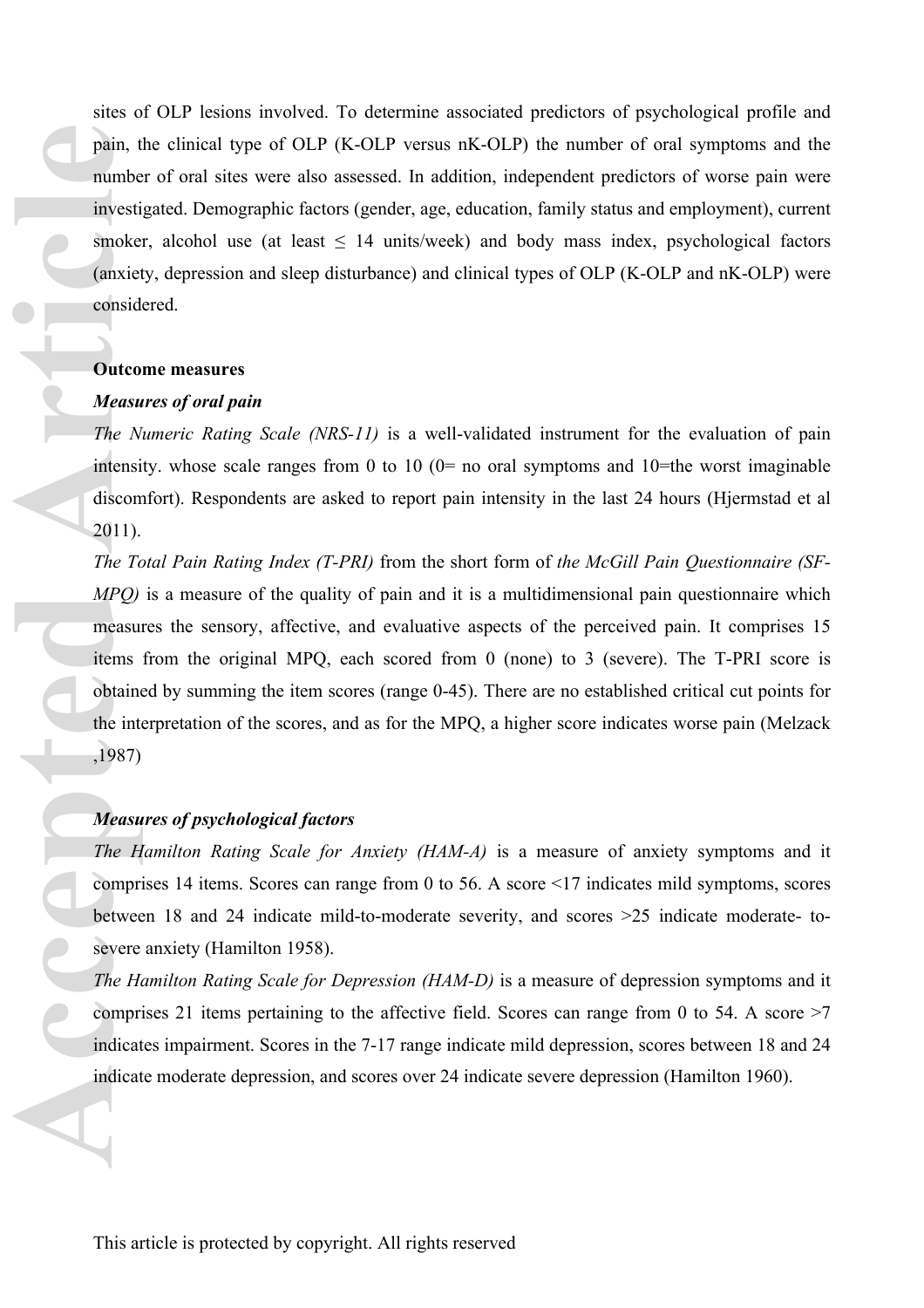sites of OLP lesions involved. To determine associated predictors of psychological profile and pain, the clinical type of OLP (K-OLP versus nK-OLP) the number of oral symptoms and the number of oral sites were also assessed. In addition, independent predictors of worse pain were investigated. Demographic factors (gender, age, education, family status and employment), current smoker, alcohol use (at least ≤ 14 units/week) and body mass index, psychological factors (anxiety, depression and sleep disturbance) and clinical types of OLP (K-OLP and nK-OLP) were considered.

**Outcome measures**

***Measures of oral pain***

*The Numeric Rating Scale (NRS-11)* is a well-validated instrument for the evaluation of pain intensity. whose scale ranges from 0 to 10 (0= no oral symptoms and 10=the worst imaginable discomfort). Respondents are asked to report pain intensity in the last 24 hours (Hjermstad et al 2011).

*The Total Pain Rating Index (T-PRI)* from the short form of *the McGill Pain Questionnaire (SF-MPQ)* is a measure of the quality of pain and it is a multidimensional pain questionnaire which measures the sensory, affective, and evaluative aspects of the perceived pain. It comprises 15 items from the original MPQ, each scored from 0 (none) to 3 (severe). The T-PRI score is obtained by summing the item scores (range 0-45). There are no established critical cut points for the interpretation of the scores, and as for the MPQ, a higher score indicates worse pain (Melzack ,1987)

***Measures of psychological factors***

*The Hamilton Rating Scale for Anxiety (HAM-A)* is a measure of anxiety symptoms and it comprises 14 items. Scores can range from 0 to 56. A score <17 indicates mild symptoms, scores between 18 and 24 indicate mild-to-moderate severity, and scores >25 indicate moderate- to-severe anxiety (Hamilton 1958).

*The Hamilton Rating Scale for Depression (HAM-D)* is a measure of depression symptoms and it comprises 21 items pertaining to the affective field. Scores can range from 0 to 54. A score >7 indicates impairment. Scores in the 7-17 range indicate mild depression, scores between 18 and 24 indicate moderate depression, and scores over 24 indicate severe depression (Hamilton 1960).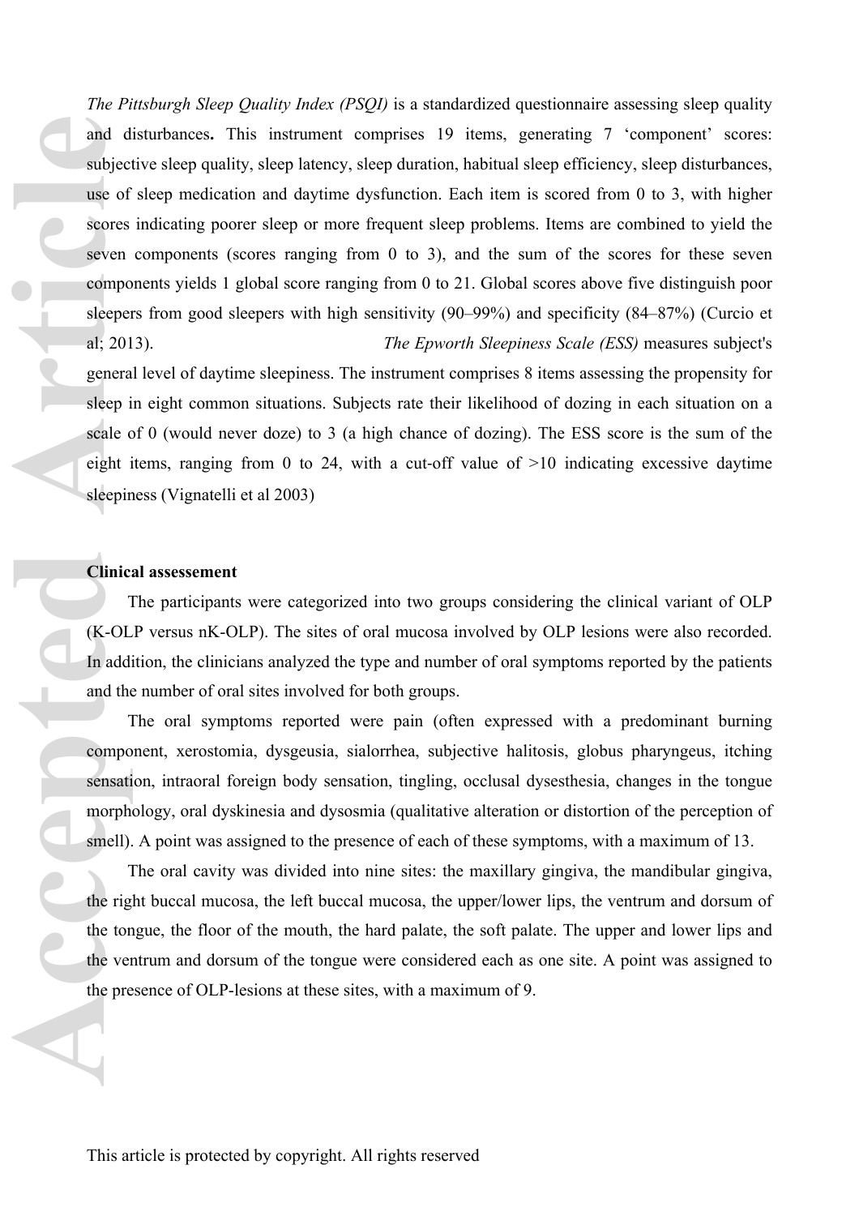*The Pittsburgh Sleep Quality Index (PSQI)* is a standardized questionnaire assessing sleep quality and disturbances**.** This instrument comprises 19 items, generating 7 'component' scores: subjective sleep quality, sleep latency, sleep duration, habitual sleep efficiency, sleep disturbances, use of sleep medication and daytime dysfunction. Each item is scored from 0 to 3, with higher scores indicating poorer sleep or more frequent sleep problems. Items are combined to yield the seven components (scores ranging from 0 to 3), and the sum of the scores for these seven components yields 1 global score ranging from 0 to 21. Global scores above five distinguish poor sleepers from good sleepers with high sensitivity (90–99%) and specificity (84–87%) (Curcio et al; 2013). *The Epworth Sleepiness Scale (ESS)* measures subject's general level of daytime sleepiness. The instrument comprises 8 items assessing the propensity for sleep in eight common situations. Subjects rate their likelihood of dozing in each situation on a scale of 0 (would never doze) to 3 (a high chance of dozing). The ESS score is the sum of the eight items, ranging from 0 to 24, with a cut-off value of >10 indicating excessive daytime sleepiness (Vignatelli et al 2003)

**Clinical assessement**

The participants were categorized into two groups considering the clinical variant of OLP (K-OLP versus nK-OLP). The sites of oral mucosa involved by OLP lesions were also recorded. In addition, the clinicians analyzed the type and number of oral symptoms reported by the patients and the number of oral sites involved for both groups.

The oral symptoms reported were pain (often expressed with a predominant burning component, xerostomia, dysgeusia, sialorrhea, subjective halitosis, globus pharyngeus, itching sensation, intraoral foreign body sensation, tingling, occlusal dysesthesia, changes in the tongue morphology, oral dyskinesia and dysosmia (qualitative alteration or distortion of the perception of smell). A point was assigned to the presence of each of these symptoms, with a maximum of 13.

The oral cavity was divided into nine sites: the maxillary gingiva, the mandibular gingiva, the right buccal mucosa, the left buccal mucosa, the upper/lower lips, the ventrum and dorsum of the tongue, the floor of the mouth, the hard palate, the soft palate. The upper and lower lips and the ventrum and dorsum of the tongue were considered each as one site. A point was assigned to the presence of OLP-lesions at these sites, with a maximum of 9.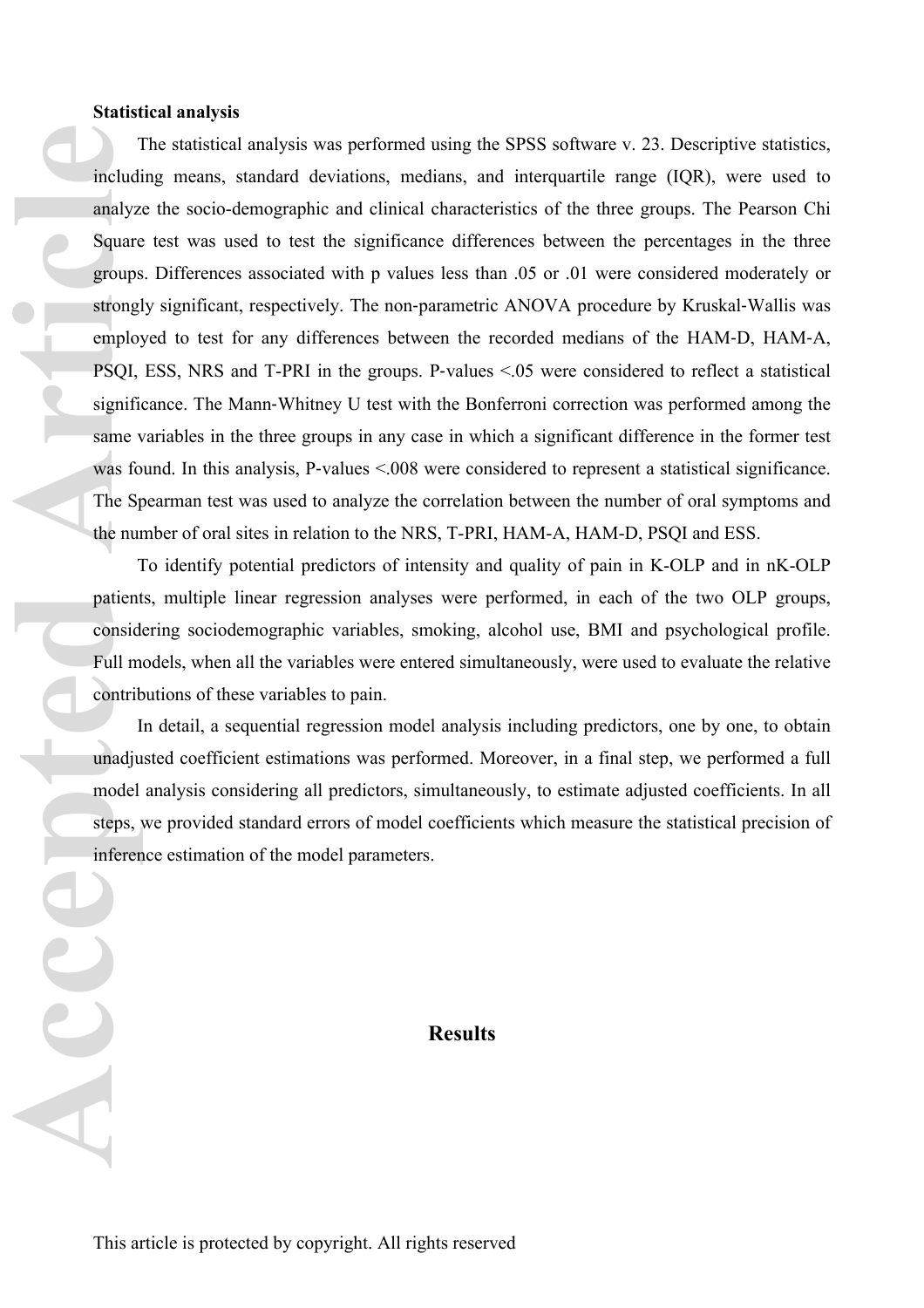**Statistical analysis**

The statistical analysis was performed using the SPSS software v. 23. Descriptive statistics, including means, standard deviations, medians, and interquartile range (IQR), were used to analyze the socio-demographic and clinical characteristics of the three groups. The Pearson Chi Square test was used to test the significance differences between the percentages in the three groups. Differences associated with p values less than .05 or .01 were considered moderately or strongly significant, respectively. The non-parametric ANOVA procedure by Kruskal-Wallis was employed to test for any differences between the recorded medians of the HAM-D, HAM-A, PSQI, ESS, NRS and T-PRI in the groups. P-values <.05 were considered to reflect a statistical significance. The Mann-Whitney U test with the Bonferroni correction was performed among the same variables in the three groups in any case in which a significant difference in the former test was found. In this analysis, P-values <.008 were considered to represent a statistical significance. The Spearman test was used to analyze the correlation between the number of oral symptoms and the number of oral sites in relation to the NRS, T-PRI, HAM-A, HAM-D, PSQI and ESS.

To identify potential predictors of intensity and quality of pain in K-OLP and in nK-OLP patients, multiple linear regression analyses were performed, in each of the two OLP groups, considering sociodemographic variables, smoking, alcohol use, BMI and psychological profile. Full models, when all the variables were entered simultaneously, were used to evaluate the relative contributions of these variables to pain.

In detail, a sequential regression model analysis including predictors, one by one, to obtain unadjusted coefficient estimations was performed. Moreover, in a final step, we performed a full model analysis considering all predictors, simultaneously, to estimate adjusted coefficients. In all steps, we provided standard errors of model coefficients which measure the statistical precision of inference estimation of the model parameters.

## Results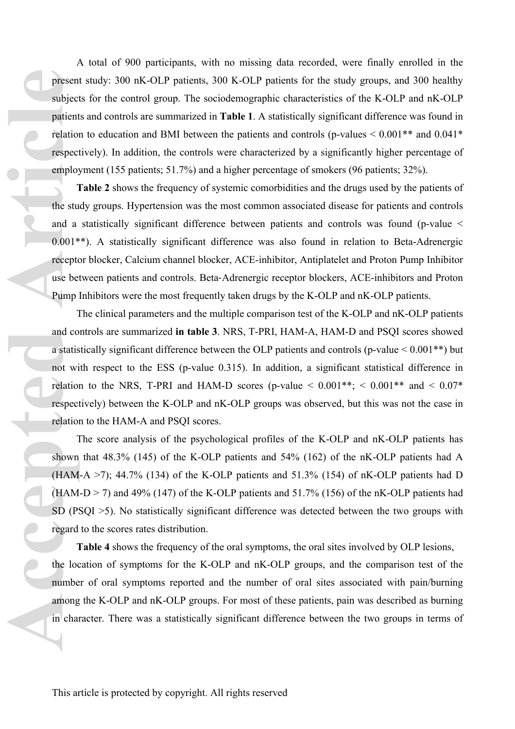A total of 900 participants, with no missing data recorded, were finally enrolled in the present study: 300 nK-OLP patients, 300 K-OLP patients for the study groups, and 300 healthy subjects for the control group. The sociodemographic characteristics of the K-OLP and nK-OLP patients and controls are summarized in **Table 1**. A statistically significant difference was found in relation to education and BMI between the patients and controls (p-values < 0.001** and 0.041* respectively). In addition, the controls were characterized by a significantly higher percentage of employment (155 patients; 51.7%) and a higher percentage of smokers (96 patients; 32%).

**Table 2** shows the frequency of systemic comorbidities and the drugs used by the patients of the study groups. Hypertension was the most common associated disease for patients and controls and a statistically significant difference between patients and controls was found (p-value < 0.001**). A statistically significant difference was also found in relation to Beta-Adrenergic receptor blocker, Calcium channel blocker, ACE-inhibitor, Antiplatelet and Proton Pump Inhibitor use between patients and controls. Beta-Adrenergic receptor blockers, ACE-inhibitors and Proton Pump Inhibitors were the most frequently taken drugs by the K-OLP and nK-OLP patients.

The clinical parameters and the multiple comparison test of the K-OLP and nK-OLP patients and controls are summarized **in table 3**. NRS, T-PRI, HAM-A, HAM-D and PSQI scores showed a statistically significant difference between the OLP patients and controls (p-value < 0.001**) but not with respect to the ESS (p-value 0.315). In addition, a significant statistical difference in relation to the NRS, T-PRI and HAM-D scores (p-value < 0.001**; < 0.001** and < 0.07* respectively) between the K-OLP and nK-OLP groups was observed, but this was not the case in relation to the HAM-A and PSQI scores.

The score analysis of the psychological profiles of the K-OLP and nK-OLP patients has shown that 48.3% (145) of the K-OLP patients and 54% (162) of the nK-OLP patients had A (HAM-A >7); 44.7% (134) of the K-OLP patients and 51.3% (154) of nK-OLP patients had D (HAM-D > 7) and 49% (147) of the K-OLP patients and 51.7% (156) of the nK-OLP patients had SD (PSQI >5). No statistically significant difference was detected between the two groups with regard to the scores rates distribution.

**Table 4** shows the frequency of the oral symptoms, the oral sites involved by OLP lesions, the location of symptoms for the K-OLP and nK-OLP groups, and the comparison test of the number of oral symptoms reported and the number of oral sites associated with pain/burning among the K-OLP and nK-OLP groups. For most of these patients, pain was described as burning in character. There was a statistically significant difference between the two groups in terms of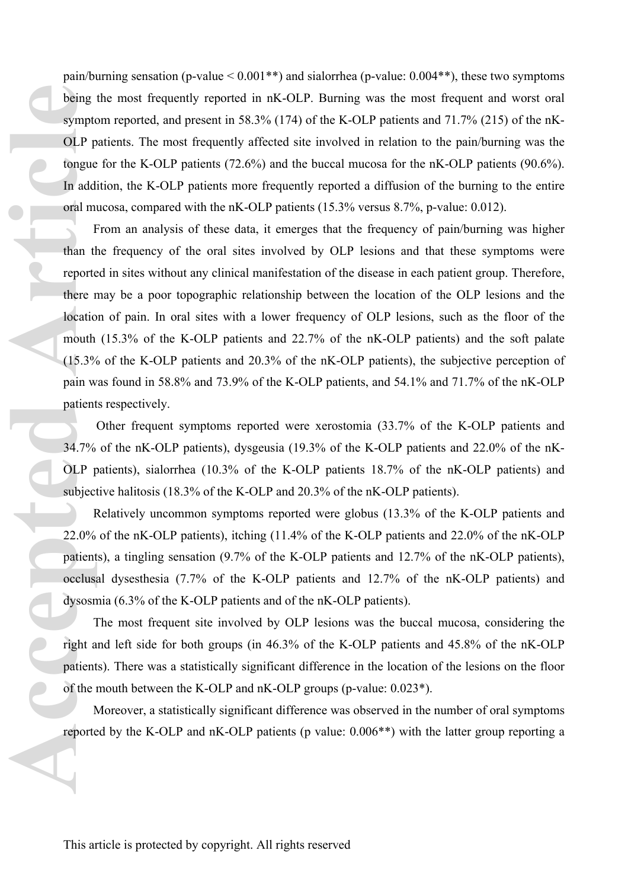pain/burning sensation (p-value < 0.001**) and sialorrhea (p-value: 0.004**), these two symptoms being the most frequently reported in nK-OLP. Burning was the most frequent and worst oral symptom reported, and present in 58.3% (174) of the K-OLP patients and 71.7% (215) of the nK-OLP patients. The most frequently affected site involved in relation to the pain/burning was the tongue for the K-OLP patients (72.6%) and the buccal mucosa for the nK-OLP patients (90.6%). In addition, the K-OLP patients more frequently reported a diffusion of the burning to the entire oral mucosa, compared with the nK-OLP patients (15.3% versus 8.7%, p-value: 0.012).

From an analysis of these data, it emerges that the frequency of pain/burning was higher than the frequency of the oral sites involved by OLP lesions and that these symptoms were reported in sites without any clinical manifestation of the disease in each patient group. Therefore, there may be a poor topographic relationship between the location of the OLP lesions and the location of pain. In oral sites with a lower frequency of OLP lesions, such as the floor of the mouth (15.3% of the K-OLP patients and 22.7% of the nK-OLP patients) and the soft palate (15.3% of the K-OLP patients and 20.3% of the nK-OLP patients), the subjective perception of pain was found in 58.8% and 73.9% of the K-OLP patients, and 54.1% and 71.7% of the nK-OLP patients respectively.

Other frequent symptoms reported were xerostomia (33.7% of the K-OLP patients and 34.7% of the nK-OLP patients), dysgeusia (19.3% of the K-OLP patients and 22.0% of the nK-OLP patients), sialorrhea (10.3% of the K-OLP patients 18.7% of the nK-OLP patients) and subjective halitosis (18.3% of the K-OLP and 20.3% of the nK-OLP patients).

Relatively uncommon symptoms reported were globus (13.3% of the K-OLP patients and 22.0% of the nK-OLP patients), itching (11.4% of the K-OLP patients and 22.0% of the nK-OLP patients), a tingling sensation (9.7% of the K-OLP patients and 12.7% of the nK-OLP patients), occlusal dysesthesia (7.7% of the K-OLP patients and 12.7% of the nK-OLP patients) and dysosmia (6.3% of the K-OLP patients and of the nK-OLP patients).

The most frequent site involved by OLP lesions was the buccal mucosa, considering the right and left side for both groups (in 46.3% of the K-OLP patients and 45.8% of the nK-OLP patients). There was a statistically significant difference in the location of the lesions on the floor of the mouth between the K-OLP and nK-OLP groups (p-value: 0.023*).

Moreover, a statistically significant difference was observed in the number of oral symptoms reported by the K-OLP and nK-OLP patients (p value: 0.006**) with the latter group reporting a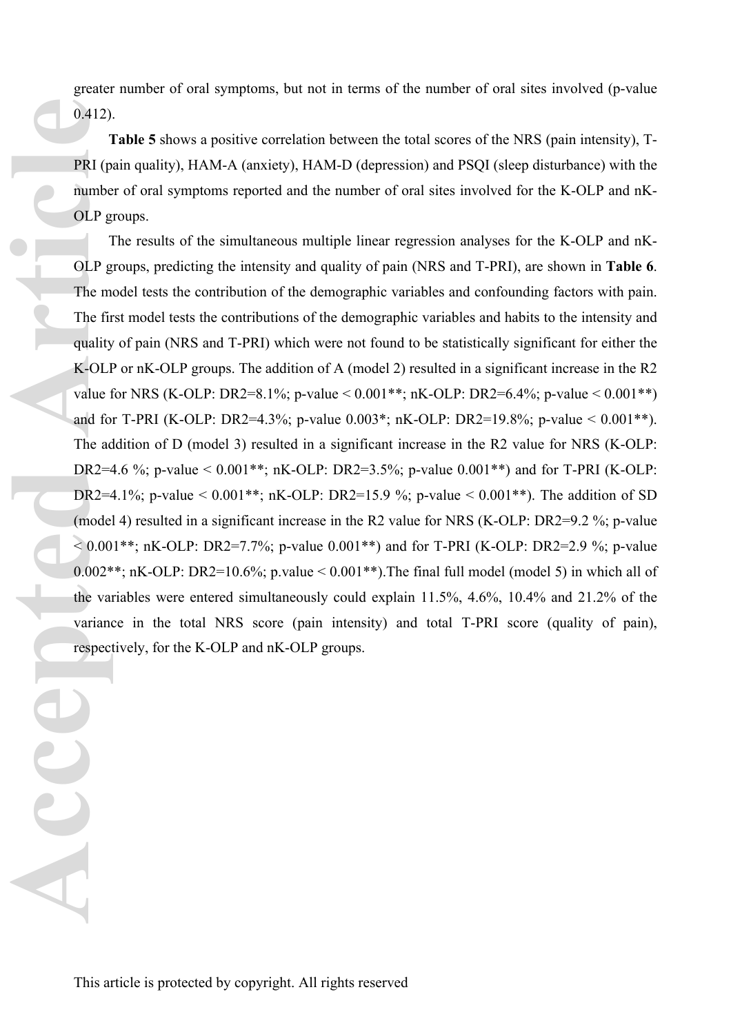greater number of oral symptoms, but not in terms of the number of oral sites involved (p-value 0.412).

**Table 5** shows a positive correlation between the total scores of the NRS (pain intensity), T-PRI (pain quality), HAM-A (anxiety), HAM-D (depression) and PSQI (sleep disturbance) with the number of oral symptoms reported and the number of oral sites involved for the K-OLP and nK-OLP groups.

The results of the simultaneous multiple linear regression analyses for the K-OLP and nK-OLP groups, predicting the intensity and quality of pain (NRS and T-PRI), are shown in **Table 6**. The model tests the contribution of the demographic variables and confounding factors with pain. The first model tests the contributions of the demographic variables and habits to the intensity and quality of pain (NRS and T-PRI) which were not found to be statistically significant for either the K-OLP or nK-OLP groups. The addition of A (model 2) resulted in a significant increase in the R2 value for NRS (K-OLP: DR2=8.1%; p-value < 0.001**; nK-OLP: DR2=6.4%; p-value < 0.001**) and for T-PRI (K-OLP: DR2=4.3%; p-value 0.003*; nK-OLP: DR2=19.8%; p-value < 0.001**). The addition of D (model 3) resulted in a significant increase in the R2 value for NRS (K-OLP: DR2=4.6 %; p-value < 0.001**; nK-OLP: DR2=3.5%; p-value 0.001**) and for T-PRI (K-OLP: DR2=4.1%; p-value < 0.001**; nK-OLP: DR2=15.9 %; p-value < 0.001**). The addition of SD (model 4) resulted in a significant increase in the R2 value for NRS (K-OLP: DR2=9.2 %; p-value < 0.001**; nK-OLP: DR2=7.7%; p-value 0.001**) and for T-PRI (K-OLP: DR2=2.9 %; p-value 0.002**; nK-OLP: DR2=10.6%; p.value < 0.001**).The final full model (model 5) in which all of the variables were entered simultaneously could explain 11.5%, 4.6%, 10.4% and 21.2% of the variance in the total NRS score (pain intensity) and total T-PRI score (quality of pain), respectively, for the K-OLP and nK-OLP groups.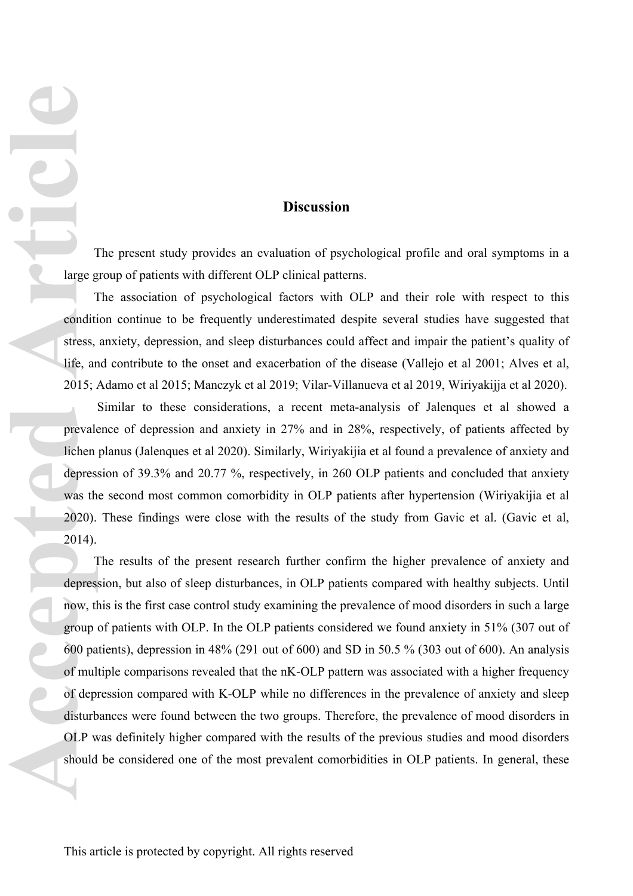## Discussion

The present study provides an evaluation of psychological profile and oral symptoms in a large group of patients with different OLP clinical patterns.

The association of psychological factors with OLP and their role with respect to this condition continue to be frequently underestimated despite several studies have suggested that stress, anxiety, depression, and sleep disturbances could affect and impair the patient's quality of life, and contribute to the onset and exacerbation of the disease (Vallejo et al 2001; Alves et al, 2015; Adamo et al 2015; Manczyk et al 2019; Vilar-Villanueva et al 2019, Wiriyakijja et al 2020).

Similar to these considerations, a recent meta-analysis of Jalenques et al showed a prevalence of depression and anxiety in 27% and in 28%, respectively, of patients affected by lichen planus (Jalenques et al 2020). Similarly, Wiriyakijia et al found a prevalence of anxiety and depression of 39.3% and 20.77 %, respectively, in 260 OLP patients and concluded that anxiety was the second most common comorbidity in OLP patients after hypertension (Wiriyakijia et al 2020). These findings were close with the results of the study from Gavic et al. (Gavic et al, 2014).

The results of the present research further confirm the higher prevalence of anxiety and depression, but also of sleep disturbances, in OLP patients compared with healthy subjects. Until now, this is the first case control study examining the prevalence of mood disorders in such a large group of patients with OLP. In the OLP patients considered we found anxiety in 51% (307 out of 600 patients), depression in 48% (291 out of 600) and SD in 50.5 % (303 out of 600). An analysis of multiple comparisons revealed that the nK-OLP pattern was associated with a higher frequency of depression compared with K-OLP while no differences in the prevalence of anxiety and sleep disturbances were found between the two groups. Therefore, the prevalence of mood disorders in OLP was definitely higher compared with the results of the previous studies and mood disorders should be considered one of the most prevalent comorbidities in OLP patients. In general, these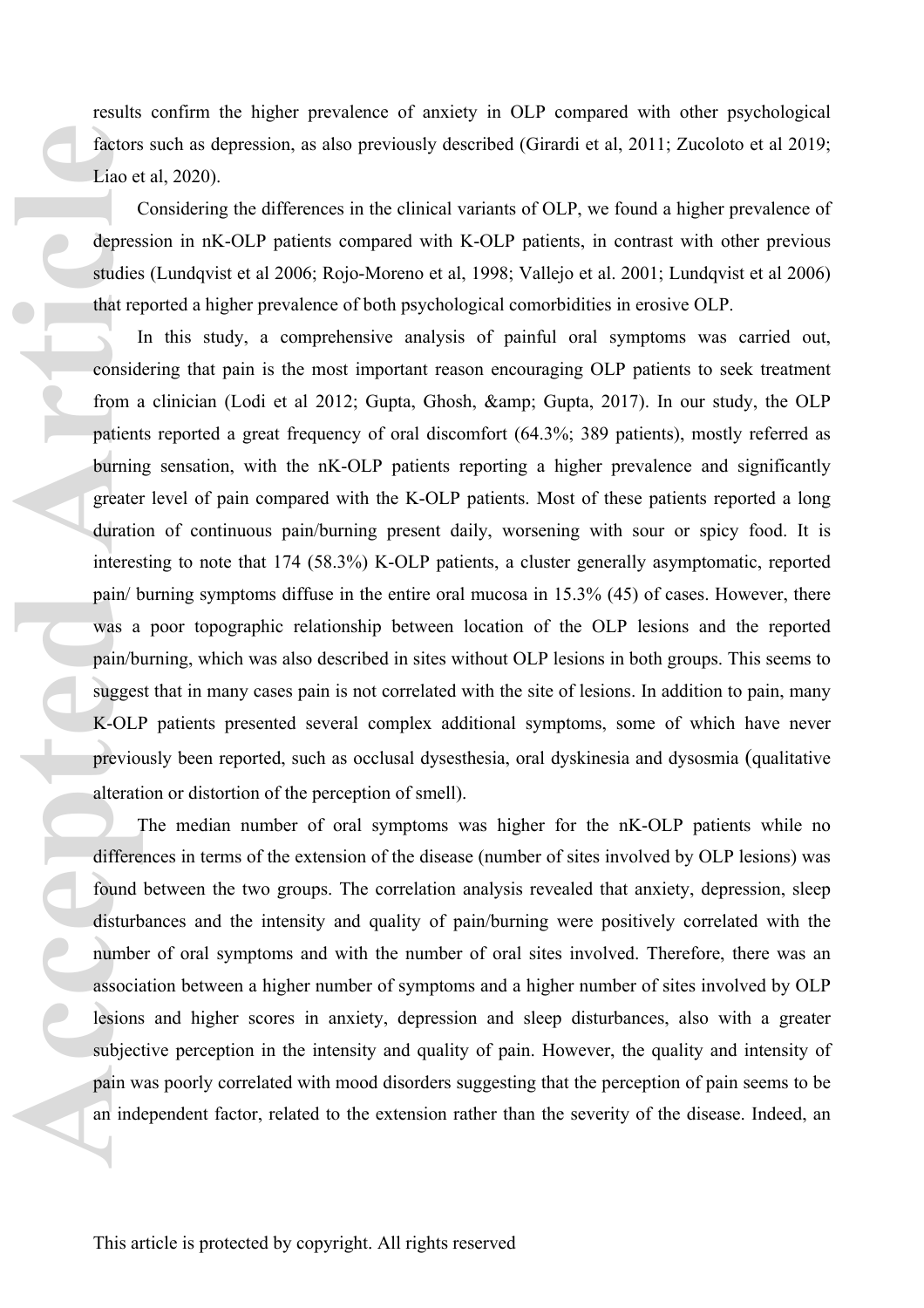results confirm the higher prevalence of anxiety in OLP compared with other psychological factors such as depression, as also previously described (Girardi et al, 2011; Zucoloto et al 2019; Liao et al, 2020).

Considering the differences in the clinical variants of OLP, we found a higher prevalence of depression in nK-OLP patients compared with K-OLP patients, in contrast with other previous studies (Lundqvist et al 2006; Rojo-Moreno et al, 1998; Vallejo et al. 2001; Lundqvist et al 2006) that reported a higher prevalence of both psychological comorbidities in erosive OLP.

In this study, a comprehensive analysis of painful oral symptoms was carried out, considering that pain is the most important reason encouraging OLP patients to seek treatment from a clinician (Lodi et al 2012; Gupta, Ghosh, &amp; Gupta, 2017). In our study, the OLP patients reported a great frequency of oral discomfort (64.3%; 389 patients), mostly referred as burning sensation, with the nK-OLP patients reporting a higher prevalence and significantly greater level of pain compared with the K-OLP patients. Most of these patients reported a long duration of continuous pain/burning present daily, worsening with sour or spicy food. It is interesting to note that 174 (58.3%) K-OLP patients, a cluster generally asymptomatic, reported pain/ burning symptoms diffuse in the entire oral mucosa in 15.3% (45) of cases. However, there was a poor topographic relationship between location of the OLP lesions and the reported pain/burning, which was also described in sites without OLP lesions in both groups. This seems to suggest that in many cases pain is not correlated with the site of lesions. In addition to pain, many K-OLP patients presented several complex additional symptoms, some of which have never previously been reported, such as occlusal dysesthesia, oral dyskinesia and dysosmia (qualitative alteration or distortion of the perception of smell).

The median number of oral symptoms was higher for the nK-OLP patients while no differences in terms of the extension of the disease (number of sites involved by OLP lesions) was found between the two groups. The correlation analysis revealed that anxiety, depression, sleep disturbances and the intensity and quality of pain/burning were positively correlated with the number of oral symptoms and with the number of oral sites involved. Therefore, there was an association between a higher number of symptoms and a higher number of sites involved by OLP lesions and higher scores in anxiety, depression and sleep disturbances, also with a greater subjective perception in the intensity and quality of pain. However, the quality and intensity of pain was poorly correlated with mood disorders suggesting that the perception of pain seems to be an independent factor, related to the extension rather than the severity of the disease. Indeed, an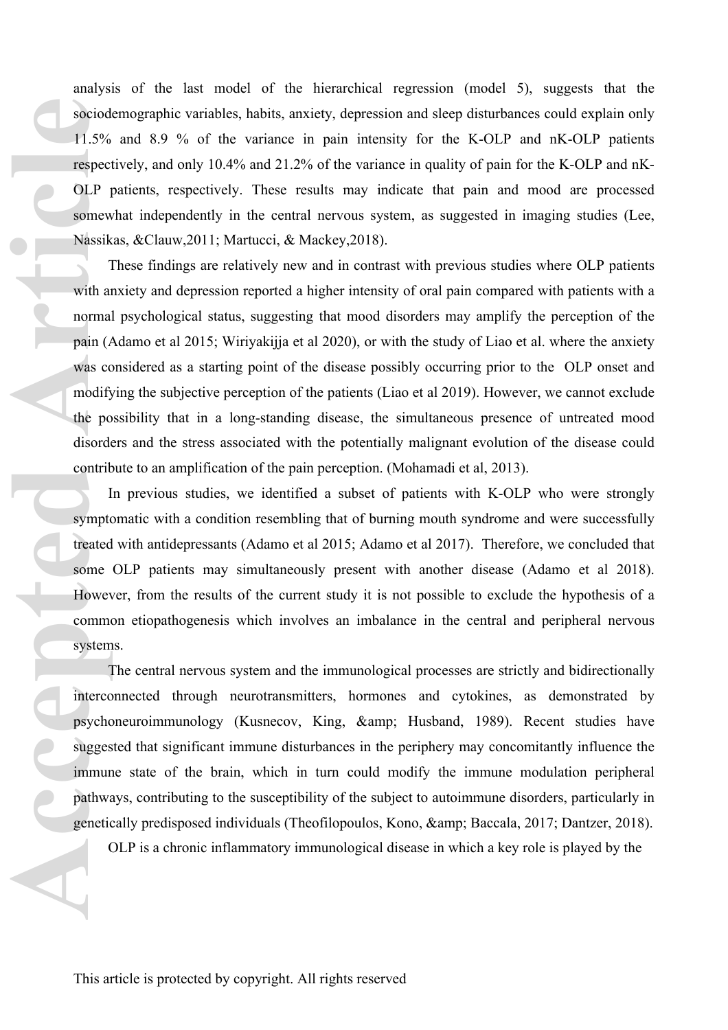analysis of the last model of the hierarchical regression (model 5), suggests that the sociodemographic variables, habits, anxiety, depression and sleep disturbances could explain only 11.5% and 8.9 % of the variance in pain intensity for the K-OLP and nK-OLP patients respectively, and only 10.4% and 21.2% of the variance in quality of pain for the K-OLP and nK-OLP patients, respectively. These results may indicate that pain and mood are processed somewhat independently in the central nervous system, as suggested in imaging studies (Lee, Nassikas, &Clauw,2011; Martucci, & Mackey,2018).

These findings are relatively new and in contrast with previous studies where OLP patients with anxiety and depression reported a higher intensity of oral pain compared with patients with a normal psychological status, suggesting that mood disorders may amplify the perception of the pain (Adamo et al 2015; Wiriyakijja et al 2020), or with the study of Liao et al. where the anxiety was considered as a starting point of the disease possibly occurring prior to the OLP onset and modifying the subjective perception of the patients (Liao et al 2019). However, we cannot exclude the possibility that in a long-standing disease, the simultaneous presence of untreated mood disorders and the stress associated with the potentially malignant evolution of the disease could contribute to an amplification of the pain perception. (Mohamadi et al, 2013).

In previous studies, we identified a subset of patients with K-OLP who were strongly symptomatic with a condition resembling that of burning mouth syndrome and were successfully treated with antidepressants (Adamo et al 2015; Adamo et al 2017). Therefore, we concluded that some OLP patients may simultaneously present with another disease (Adamo et al 2018). However, from the results of the current study it is not possible to exclude the hypothesis of a common etiopathogenesis which involves an imbalance in the central and peripheral nervous systems.

The central nervous system and the immunological processes are strictly and bidirectionally interconnected through neurotransmitters, hormones and cytokines, as demonstrated by psychoneuroimmunology (Kusnecov, King, &amp; Husband, 1989). Recent studies have suggested that significant immune disturbances in the periphery may concomitantly influence the immune state of the brain, which in turn could modify the immune modulation peripheral pathways, contributing to the susceptibility of the subject to autoimmune disorders, particularly in genetically predisposed individuals (Theofilopoulos, Kono, &amp; Baccala, 2017; Dantzer, 2018).

OLP is a chronic inflammatory immunological disease in which a key role is played by the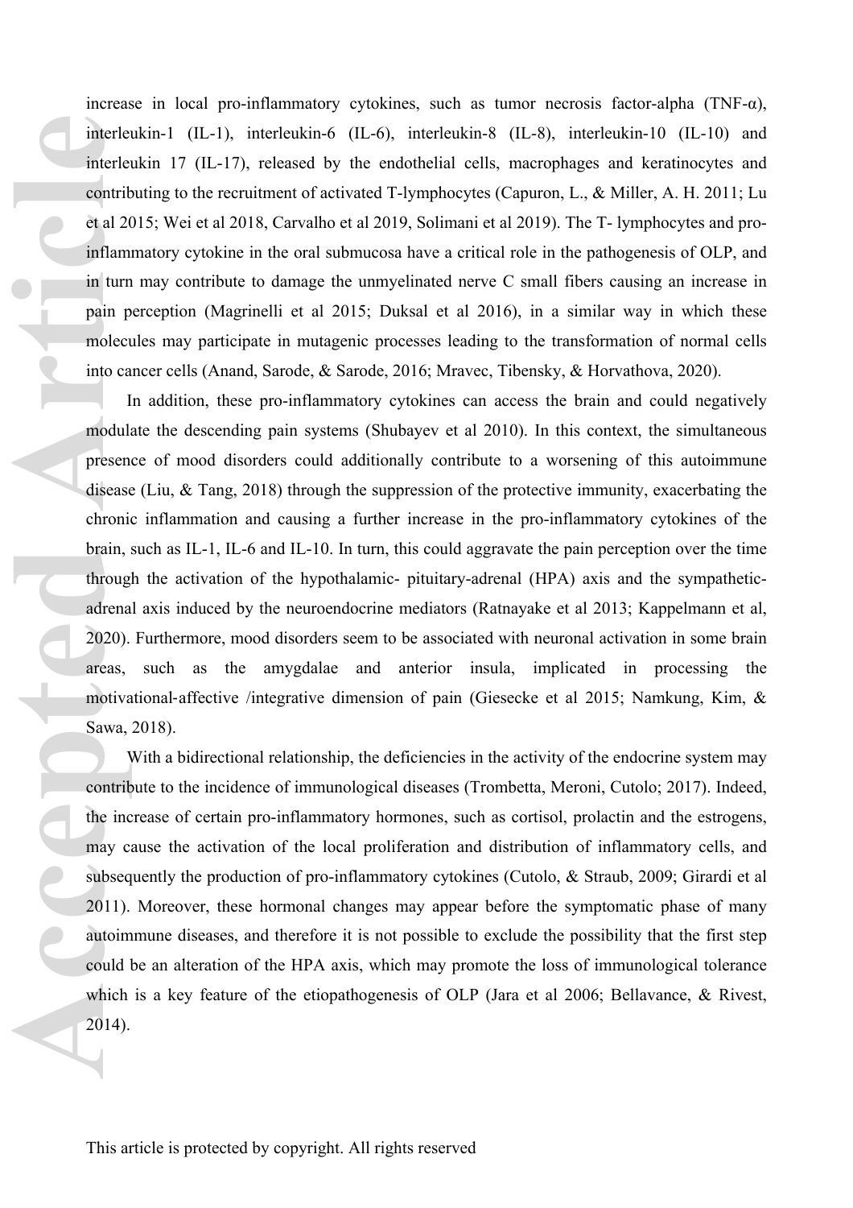increase in local pro-inflammatory cytokines, such as tumor necrosis factor-alpha (TNF-α), interleukin-1 (IL-1), interleukin-6 (IL-6), interleukin-8 (IL-8), interleukin-10 (IL-10) and interleukin 17 (IL-17), released by the endothelial cells, macrophages and keratinocytes and contributing to the recruitment of activated T-lymphocytes (Capuron, L., & Miller, A. H. 2011; Lu et al 2015; Wei et al 2018, Carvalho et al 2019, Solimani et al 2019). The T- lymphocytes and pro-inflammatory cytokine in the oral submucosa have a critical role in the pathogenesis of OLP, and in turn may contribute to damage the unmyelinated nerve C small fibers causing an increase in pain perception (Magrinelli et al 2015; Duksal et al 2016), in a similar way in which these molecules may participate in mutagenic processes leading to the transformation of normal cells into cancer cells (Anand, Sarode, & Sarode, 2016; Mravec, Tibensky, & Horvathova, 2020).

In addition, these pro-inflammatory cytokines can access the brain and could negatively modulate the descending pain systems (Shubayev et al 2010). In this context, the simultaneous presence of mood disorders could additionally contribute to a worsening of this autoimmune disease (Liu, & Tang, 2018) through the suppression of the protective immunity, exacerbating the chronic inflammation and causing a further increase in the pro-inflammatory cytokines of the brain, such as IL-1, IL-6 and IL-10. In turn, this could aggravate the pain perception over the time through the activation of the hypothalamic- pituitary-adrenal (HPA) axis and the sympathetic-adrenal axis induced by the neuroendocrine mediators (Ratnayake et al 2013; Kappelmann et al, 2020). Furthermore, mood disorders seem to be associated with neuronal activation in some brain areas, such as the amygdalae and anterior insula, implicated in processing the motivational-affective /integrative dimension of pain (Giesecke et al 2015; Namkung, Kim, & Sawa, 2018).

With a bidirectional relationship, the deficiencies in the activity of the endocrine system may contribute to the incidence of immunological diseases (Trombetta, Meroni, Cutolo; 2017). Indeed, the increase of certain pro-inflammatory hormones, such as cortisol, prolactin and the estrogens, may cause the activation of the local proliferation and distribution of inflammatory cells, and subsequently the production of pro-inflammatory cytokines (Cutolo, & Straub, 2009; Girardi et al 2011). Moreover, these hormonal changes may appear before the symptomatic phase of many autoimmune diseases, and therefore it is not possible to exclude the possibility that the first step could be an alteration of the HPA axis, which may promote the loss of immunological tolerance which is a key feature of the etiopathogenesis of OLP (Jara et al 2006; Bellavance, & Rivest, 2014).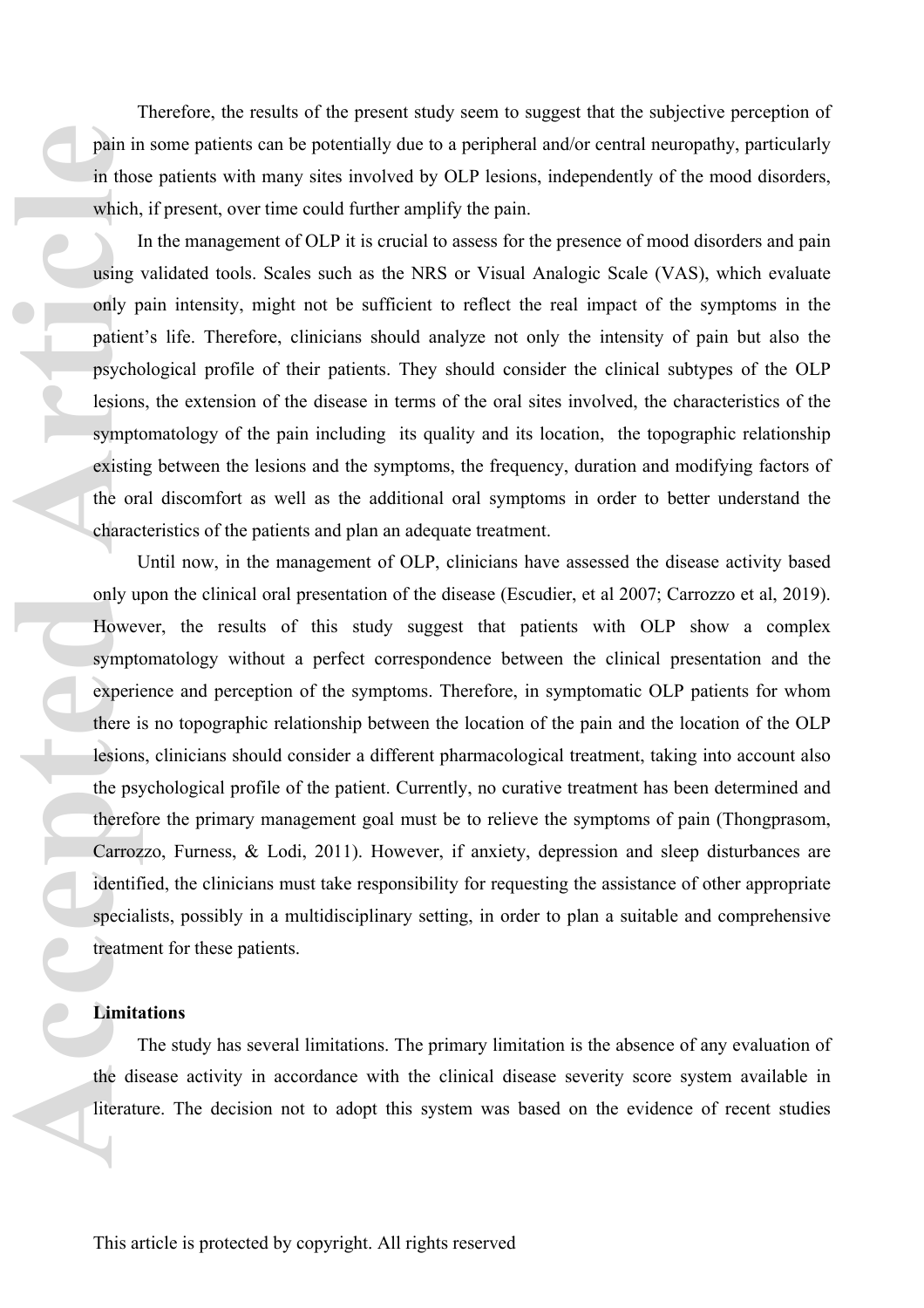Therefore, the results of the present study seem to suggest that the subjective perception of pain in some patients can be potentially due to a peripheral and/or central neuropathy, particularly in those patients with many sites involved by OLP lesions, independently of the mood disorders, which, if present, over time could further amplify the pain.

In the management of OLP it is crucial to assess for the presence of mood disorders and pain using validated tools. Scales such as the NRS or Visual Analogic Scale (VAS), which evaluate only pain intensity, might not be sufficient to reflect the real impact of the symptoms in the patient's life. Therefore, clinicians should analyze not only the intensity of pain but also the psychological profile of their patients. They should consider the clinical subtypes of the OLP lesions, the extension of the disease in terms of the oral sites involved, the characteristics of the symptomatology of the pain including its quality and its location, the topographic relationship existing between the lesions and the symptoms, the frequency, duration and modifying factors of the oral discomfort as well as the additional oral symptoms in order to better understand the characteristics of the patients and plan an adequate treatment.

Until now, in the management of OLP, clinicians have assessed the disease activity based only upon the clinical oral presentation of the disease (Escudier, et al 2007; Carrozzo et al, 2019). However, the results of this study suggest that patients with OLP show a complex symptomatology without a perfect correspondence between the clinical presentation and the experience and perception of the symptoms. Therefore, in symptomatic OLP patients for whom there is no topographic relationship between the location of the pain and the location of the OLP lesions, clinicians should consider a different pharmacological treatment, taking into account also the psychological profile of the patient. Currently, no curative treatment has been determined and therefore the primary management goal must be to relieve the symptoms of pain (Thongprasom, Carrozzo, Furness, & Lodi, 2011). However, if anxiety, depression and sleep disturbances are identified, the clinicians must take responsibility for requesting the assistance of other appropriate specialists, possibly in a multidisciplinary setting, in order to plan a suitable and comprehensive treatment for these patients.

**Limitations**

The study has several limitations. The primary limitation is the absence of any evaluation of the disease activity in accordance with the clinical disease severity score system available in literature. The decision not to adopt this system was based on the evidence of recent studies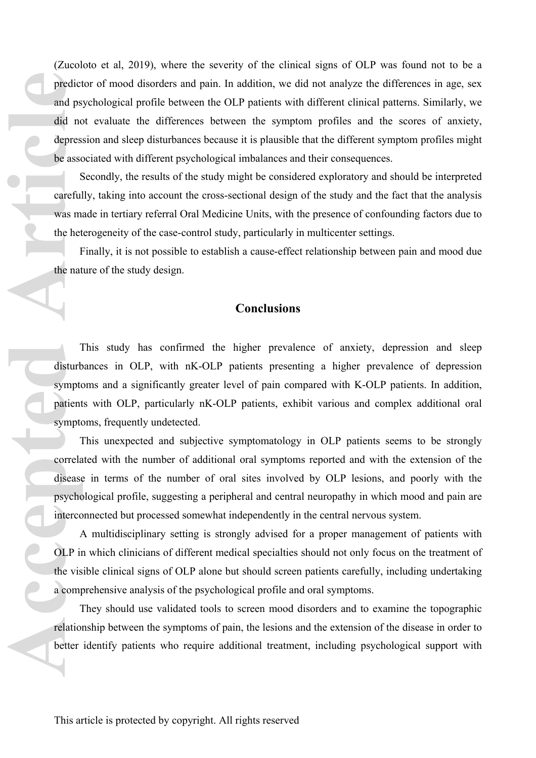(Zucoloto et al, 2019), where the severity of the clinical signs of OLP was found not to be a predictor of mood disorders and pain. In addition, we did not analyze the differences in age, sex and psychological profile between the OLP patients with different clinical patterns. Similarly, we did not evaluate the differences between the symptom profiles and the scores of anxiety, depression and sleep disturbances because it is plausible that the different symptom profiles might be associated with different psychological imbalances and their consequences.

Secondly, the results of the study might be considered exploratory and should be interpreted carefully, taking into account the cross-sectional design of the study and the fact that the analysis was made in tertiary referral Oral Medicine Units, with the presence of confounding factors due to the heterogeneity of the case-control study, particularly in multicenter settings.

Finally, it is not possible to establish a cause-effect relationship between pain and mood due the nature of the study design.

## Conclusions

This study has confirmed the higher prevalence of anxiety, depression and sleep disturbances in OLP, with nK-OLP patients presenting a higher prevalence of depression symptoms and a significantly greater level of pain compared with K-OLP patients. In addition, patients with OLP, particularly nK-OLP patients, exhibit various and complex additional oral symptoms, frequently undetected.

This unexpected and subjective symptomatology in OLP patients seems to be strongly correlated with the number of additional oral symptoms reported and with the extension of the disease in terms of the number of oral sites involved by OLP lesions, and poorly with the psychological profile, suggesting a peripheral and central neuropathy in which mood and pain are interconnected but processed somewhat independently in the central nervous system.

A multidisciplinary setting is strongly advised for a proper management of patients with OLP in which clinicians of different medical specialties should not only focus on the treatment of the visible clinical signs of OLP alone but should screen patients carefully, including undertaking a comprehensive analysis of the psychological profile and oral symptoms.

They should use validated tools to screen mood disorders and to examine the topographic relationship between the symptoms of pain, the lesions and the extension of the disease in order to better identify patients who require additional treatment, including psychological support with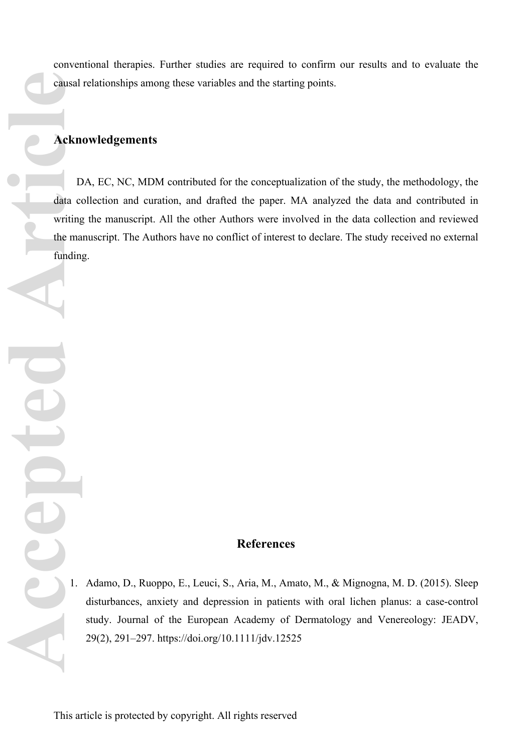conventional therapies. Further studies are required to confirm our results and to evaluate the causal relationships among these variables and the starting points.

## Acknowledgements

DA, EC, NC, MDM contributed for the conceptualization of the study, the methodology, the data collection and curation, and drafted the paper. MA analyzed the data and contributed in writing the manuscript. All the other Authors were involved in the data collection and reviewed the manuscript. The Authors have no conflict of interest to declare. The study received no external funding.

## References

1. Adamo, D., Ruoppo, E., Leuci, S., Aria, M., Amato, M., & Mignogna, M. D. (2015). Sleep disturbances, anxiety and depression in patients with oral lichen planus: a case-control study. Journal of the European Academy of Dermatology and Venereology: JEADV, 29(2), 291–297. https://doi.org/10.1111/jdv.12525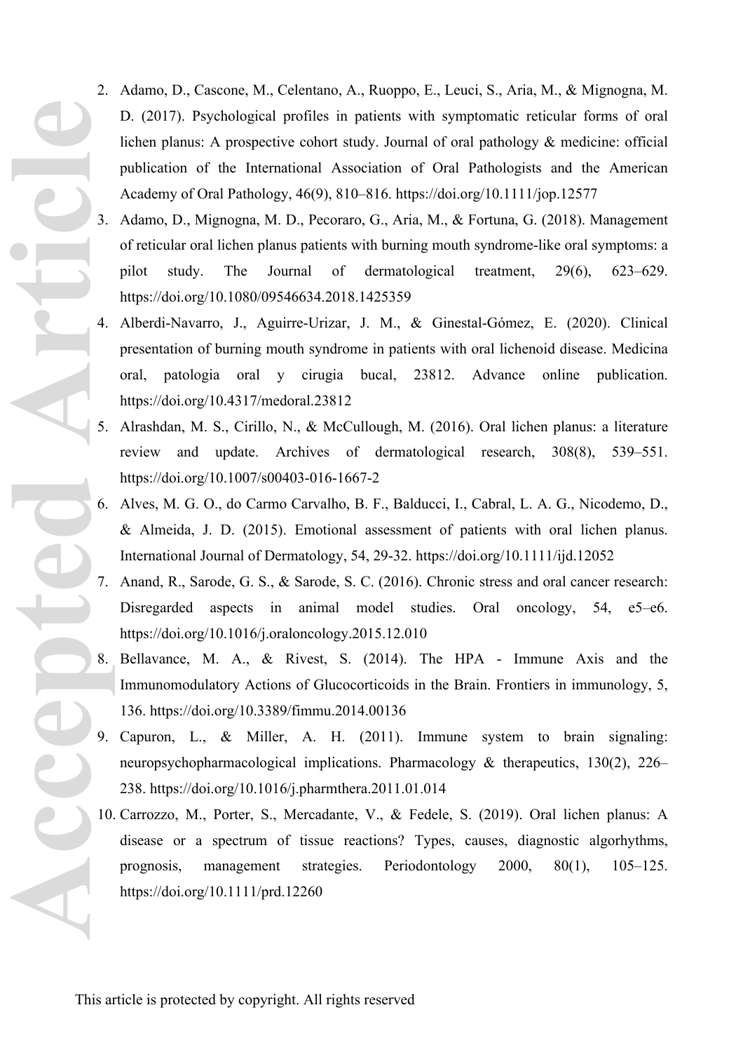2. Adamo, D., Cascone, M., Celentano, A., Ruoppo, E., Leuci, S., Aria, M., & Mignogna, M. D. (2017). Psychological profiles in patients with symptomatic reticular forms of oral lichen planus: A prospective cohort study. Journal of oral pathology & medicine: official publication of the International Association of Oral Pathologists and the American Academy of Oral Pathology, 46(9), 810–816. https://doi.org/10.1111/jop.12577
3. Adamo, D., Mignogna, M. D., Pecoraro, G., Aria, M., & Fortuna, G. (2018). Management of reticular oral lichen planus patients with burning mouth syndrome-like oral symptoms: a pilot study. The Journal of dermatological treatment, 29(6), 623–629. https://doi.org/10.1080/09546634.2018.1425359
4. Alberdi-Navarro, J., Aguirre-Urizar, J. M., & Ginestal-Gómez, E. (2020). Clinical presentation of burning mouth syndrome in patients with oral lichenoid disease. Medicina oral, patologia oral y cirugia bucal, 23812. Advance online publication. https://doi.org/10.4317/medoral.23812
5. Alrashdan, M. S., Cirillo, N., & McCullough, M. (2016). Oral lichen planus: a literature review and update. Archives of dermatological research, 308(8), 539–551. https://doi.org/10.1007/s00403-016-1667-2
6. Alves, M. G. O., do Carmo Carvalho, B. F., Balducci, I., Cabral, L. A. G., Nicodemo, D., & Almeida, J. D. (2015). Emotional assessment of patients with oral lichen planus. International Journal of Dermatology, 54, 29-32. https://doi.org/10.1111/ijd.12052
7. Anand, R., Sarode, G. S., & Sarode, S. C. (2016). Chronic stress and oral cancer research: Disregarded aspects in animal model studies. Oral oncology, 54, e5–e6. https://doi.org/10.1016/j.oraloncology.2015.12.010
8. Bellavance, M. A., & Rivest, S. (2014). The HPA - Immune Axis and the Immunomodulatory Actions of Glucocorticoids in the Brain. Frontiers in immunology, 5, 136. https://doi.org/10.3389/fimmu.2014.00136
9. Capuron, L., & Miller, A. H. (2011). Immune system to brain signaling: neuropsychopharmacological implications. Pharmacology & therapeutics, 130(2), 226–238. https://doi.org/10.1016/j.pharmthera.2011.01.014
10. Carrozzo, M., Porter, S., Mercadante, V., & Fedele, S. (2019). Oral lichen planus: A disease or a spectrum of tissue reactions? Types, causes, diagnostic algorhythms, prognosis, management strategies. Periodontology 2000, 80(1), 105–125. https://doi.org/10.1111/prd.12260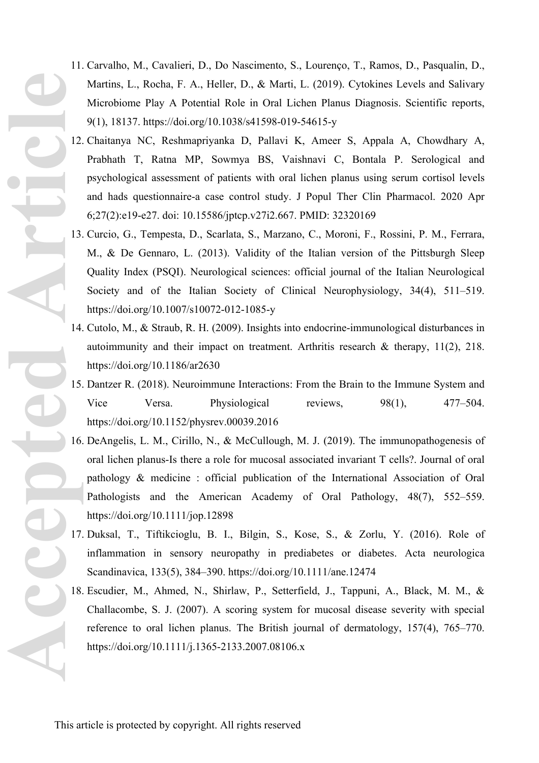11. Carvalho, M., Cavalieri, D., Do Nascimento, S., Lourenço, T., Ramos, D., Pasqualin, D., Martins, L., Rocha, F. A., Heller, D., & Marti, L. (2019). Cytokines Levels and Salivary Microbiome Play A Potential Role in Oral Lichen Planus Diagnosis. Scientific reports, 9(1), 18137. https://doi.org/10.1038/s41598-019-54615-y
12. Chaitanya NC, Reshmapriyanka D, Pallavi K, Ameer S, Appala A, Chowdhary A, Prabhath T, Ratna MP, Sowmya BS, Vaishnavi C, Bontala P. Serological and psychological assessment of patients with oral lichen planus using serum cortisol levels and hads questionnaire-a case control study. J Popul Ther Clin Pharmacol. 2020 Apr 6;27(2):e19-e27. doi: 10.15586/jptcp.v27i2.667. PMID: 32320169
13. Curcio, G., Tempesta, D., Scarlata, S., Marzano, C., Moroni, F., Rossini, P. M., Ferrara, M., & De Gennaro, L. (2013). Validity of the Italian version of the Pittsburgh Sleep Quality Index (PSQI). Neurological sciences: official journal of the Italian Neurological Society and of the Italian Society of Clinical Neurophysiology, 34(4), 511–519. https://doi.org/10.1007/s10072-012-1085-y
14. Cutolo, M., & Straub, R. H. (2009). Insights into endocrine-immunological disturbances in autoimmunity and their impact on treatment. Arthritis research & therapy, 11(2), 218. https://doi.org/10.1186/ar2630
15. Dantzer R. (2018). Neuroimmune Interactions: From the Brain to the Immune System and Vice Versa. Physiological reviews, 98(1), 477–504. https://doi.org/10.1152/physrev.00039.2016
16. DeAngelis, L. M., Cirillo, N., & McCullough, M. J. (2019). The immunopathogenesis of oral lichen planus-Is there a role for mucosal associated invariant T cells?. Journal of oral pathology & medicine : official publication of the International Association of Oral Pathologists and the American Academy of Oral Pathology, 48(7), 552–559. https://doi.org/10.1111/jop.12898
17. Duksal, T., Tiftikcioglu, B. I., Bilgin, S., Kose, S., & Zorlu, Y. (2016). Role of inflammation in sensory neuropathy in prediabetes or diabetes. Acta neurologica Scandinavica, 133(5), 384–390. https://doi.org/10.1111/ane.12474
18. Escudier, M., Ahmed, N., Shirlaw, P., Setterfield, J., Tappuni, A., Black, M. M., & Challacombe, S. J. (2007). A scoring system for mucosal disease severity with special reference to oral lichen planus. The British journal of dermatology, 157(4), 765–770. https://doi.org/10.1111/j.1365-2133.2007.08106.x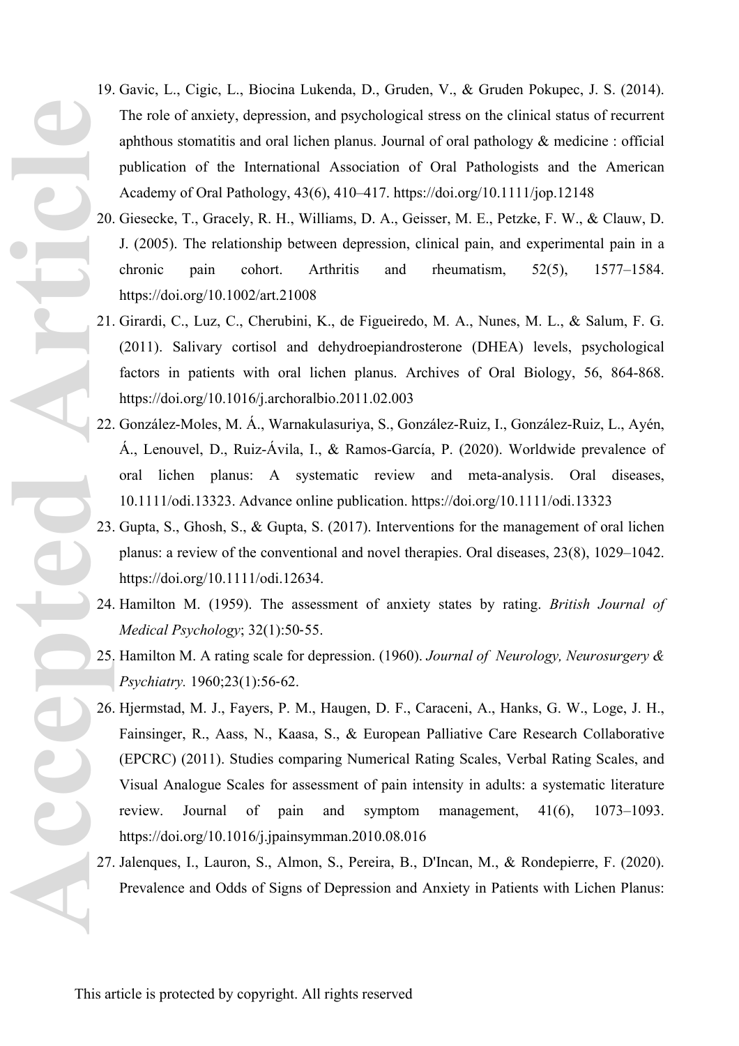19. Gavic, L., Cigic, L., Biocina Lukenda, D., Gruden, V., & Gruden Pokupec, J. S. (2014). The role of anxiety, depression, and psychological stress on the clinical status of recurrent aphthous stomatitis and oral lichen planus. Journal of oral pathology & medicine : official publication of the International Association of Oral Pathologists and the American Academy of Oral Pathology, 43(6), 410–417. https://doi.org/10.1111/jop.12148
20. Giesecke, T., Gracely, R. H., Williams, D. A., Geisser, M. E., Petzke, F. W., & Clauw, D. J. (2005). The relationship between depression, clinical pain, and experimental pain in a chronic pain cohort. Arthritis and rheumatism, 52(5), 1577–1584. https://doi.org/10.1002/art.21008
21. Girardi, C., Luz, C., Cherubini, K., de Figueiredo, M. A., Nunes, M. L., & Salum, F. G. (2011). Salivary cortisol and dehydroepiandrosterone (DHEA) levels, psychological factors in patients with oral lichen planus. Archives of Oral Biology, 56, 864-868. https://doi.org/10.1016/j.archoralbio.2011.02.003
22. González-Moles, M. Á., Warnakulasuriya, S., González-Ruiz, I., González-Ruiz, L., Ayén, Á., Lenouvel, D., Ruiz-Ávila, I., & Ramos-García, P. (2020). Worldwide prevalence of oral lichen planus: A systematic review and meta-analysis. Oral diseases, 10.1111/odi.13323. Advance online publication. https://doi.org/10.1111/odi.13323
23. Gupta, S., Ghosh, S., & Gupta, S. (2017). Interventions for the management of oral lichen planus: a review of the conventional and novel therapies. Oral diseases, 23(8), 1029–1042. https://doi.org/10.1111/odi.12634.
24. Hamilton M. (1959). The assessment of anxiety states by rating. *British Journal of Medical Psychology*; 32(1):50-55.
25. Hamilton M. A rating scale for depression. (1960). *Journal of Neurology, Neurosurgery & Psychiatry.* 1960;23(1):56-62.
26. Hjermstad, M. J., Fayers, P. M., Haugen, D. F., Caraceni, A., Hanks, G. W., Loge, J. H., Fainsinger, R., Aass, N., Kaasa, S., & European Palliative Care Research Collaborative (EPCRC) (2011). Studies comparing Numerical Rating Scales, Verbal Rating Scales, and Visual Analogue Scales for assessment of pain intensity in adults: a systematic literature review. Journal of pain and symptom management, 41(6), 1073–1093. https://doi.org/10.1016/j.jpainsymman.2010.08.016
27. Jalenques, I., Lauron, S., Almon, S., Pereira, B., D'Incan, M., & Rondepierre, F. (2020). Prevalence and Odds of Signs of Depression and Anxiety in Patients with Lichen Planus: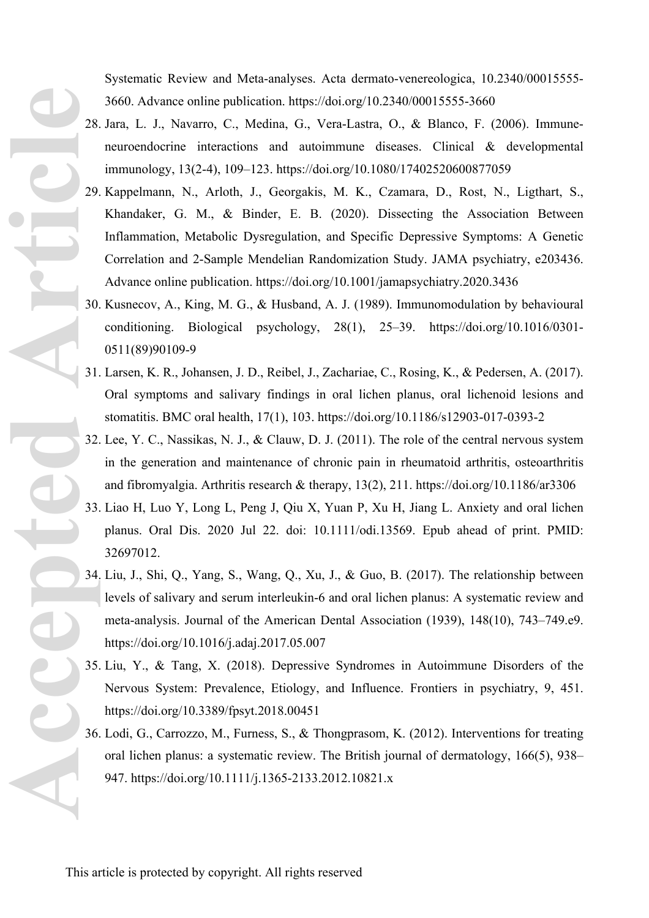Systematic Review and Meta-analyses. Acta dermato-venereologica, 10.2340/00015555-3660. Advance online publication. https://doi.org/10.2340/00015555-3660

28. Jara, L. J., Navarro, C., Medina, G., Vera-Lastra, O., & Blanco, F. (2006). Immune-neuroendocrine interactions and autoimmune diseases. Clinical & developmental immunology, 13(2-4), 109–123. https://doi.org/10.1080/17402520600877059
29. Kappelmann, N., Arloth, J., Georgakis, M. K., Czamara, D., Rost, N., Ligthart, S., Khandaker, G. M., & Binder, E. B. (2020). Dissecting the Association Between Inflammation, Metabolic Dysregulation, and Specific Depressive Symptoms: A Genetic Correlation and 2-Sample Mendelian Randomization Study. JAMA psychiatry, e203436. Advance online publication. https://doi.org/10.1001/jamapsychiatry.2020.3436
30. Kusnecov, A., King, M. G., & Husband, A. J. (1989). Immunomodulation by behavioural conditioning. Biological psychology, 28(1), 25–39. https://doi.org/10.1016/0301-0511(89)90109-9
31. Larsen, K. R., Johansen, J. D., Reibel, J., Zachariae, C., Rosing, K., & Pedersen, A. (2017). Oral symptoms and salivary findings in oral lichen planus, oral lichenoid lesions and stomatitis. BMC oral health, 17(1), 103. https://doi.org/10.1186/s12903-017-0393-2
32. Lee, Y. C., Nassikas, N. J., & Clauw, D. J. (2011). The role of the central nervous system in the generation and maintenance of chronic pain in rheumatoid arthritis, osteoarthritis and fibromyalgia. Arthritis research & therapy, 13(2), 211. https://doi.org/10.1186/ar3306
33. Liao H, Luo Y, Long L, Peng J, Qiu X, Yuan P, Xu H, Jiang L. Anxiety and oral lichen planus. Oral Dis. 2020 Jul 22. doi: 10.1111/odi.13569. Epub ahead of print. PMID: 32697012.
34. Liu, J., Shi, Q., Yang, S., Wang, Q., Xu, J., & Guo, B. (2017). The relationship between levels of salivary and serum interleukin-6 and oral lichen planus: A systematic review and meta-analysis. Journal of the American Dental Association (1939), 148(10), 743–749.e9. https://doi.org/10.1016/j.adaj.2017.05.007
35. Liu, Y., & Tang, X. (2018). Depressive Syndromes in Autoimmune Disorders of the Nervous System: Prevalence, Etiology, and Influence. Frontiers in psychiatry, 9, 451. https://doi.org/10.3389/fpsyt.2018.00451
36. Lodi, G., Carrozzo, M., Furness, S., & Thongprasom, K. (2012). Interventions for treating oral lichen planus: a systematic review. The British journal of dermatology, 166(5), 938–947. https://doi.org/10.1111/j.1365-2133.2012.10821.x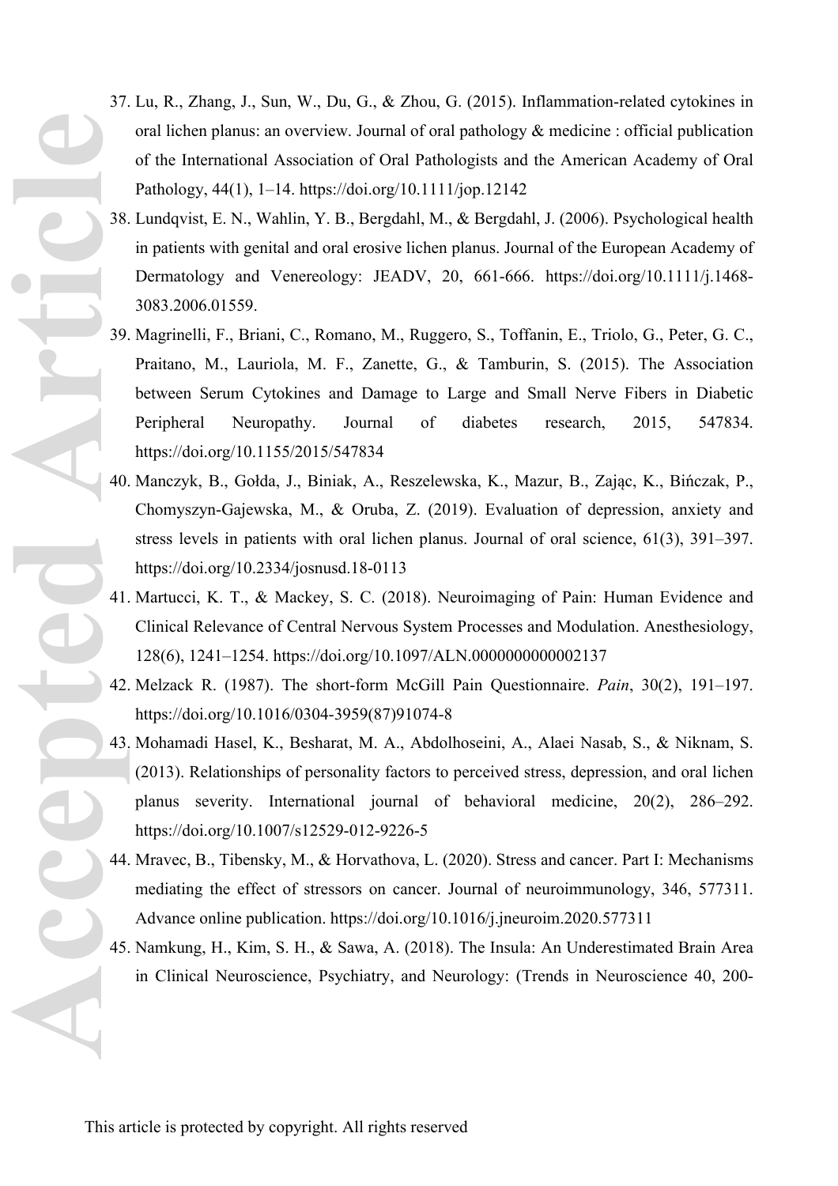37. Lu, R., Zhang, J., Sun, W., Du, G., & Zhou, G. (2015). Inflammation-related cytokines in oral lichen planus: an overview. Journal of oral pathology & medicine : official publication of the International Association of Oral Pathologists and the American Academy of Oral Pathology, 44(1), 1–14. https://doi.org/10.1111/jop.12142
38. Lundqvist, E. N., Wahlin, Y. B., Bergdahl, M., & Bergdahl, J. (2006). Psychological health in patients with genital and oral erosive lichen planus. Journal of the European Academy of Dermatology and Venereology: JEADV, 20, 661-666. https://doi.org/10.1111/j.1468-3083.2006.01559.
39. Magrinelli, F., Briani, C., Romano, M., Ruggero, S., Toffanin, E., Triolo, G., Peter, G. C., Praitano, M., Lauriola, M. F., Zanette, G., & Tamburin, S. (2015). The Association between Serum Cytokines and Damage to Large and Small Nerve Fibers in Diabetic Peripheral Neuropathy. Journal of diabetes research, 2015, 547834. https://doi.org/10.1155/2015/547834
40. Manczyk, B., Gołda, J., Biniak, A., Reszelewska, K., Mazur, B., Zając, K., Bińczak, P., Chomyszyn-Gajewska, M., & Oruba, Z. (2019). Evaluation of depression, anxiety and stress levels in patients with oral lichen planus. Journal of oral science, 61(3), 391–397. https://doi.org/10.2334/josnusd.18-0113
41. Martucci, K. T., & Mackey, S. C. (2018). Neuroimaging of Pain: Human Evidence and Clinical Relevance of Central Nervous System Processes and Modulation. Anesthesiology, 128(6), 1241–1254. https://doi.org/10.1097/ALN.0000000000002137
42. Melzack R. (1987). The short-form McGill Pain Questionnaire. *Pain*, 30(2), 191–197. https://doi.org/10.1016/0304-3959(87)91074-8
43. Mohamadi Hasel, K., Besharat, M. A., Abdolhoseini, A., Alaei Nasab, S., & Niknam, S. (2013). Relationships of personality factors to perceived stress, depression, and oral lichen planus severity. International journal of behavioral medicine, 20(2), 286–292. https://doi.org/10.1007/s12529-012-9226-5
44. Mravec, B., Tibensky, M., & Horvathova, L. (2020). Stress and cancer. Part I: Mechanisms mediating the effect of stressors on cancer. Journal of neuroimmunology, 346, 577311. Advance online publication. https://doi.org/10.1016/j.jneuroim.2020.577311
45. Namkung, H., Kim, S. H., & Sawa, A. (2018). The Insula: An Underestimated Brain Area in Clinical Neuroscience, Psychiatry, and Neurology: (Trends in Neuroscience 40, 200-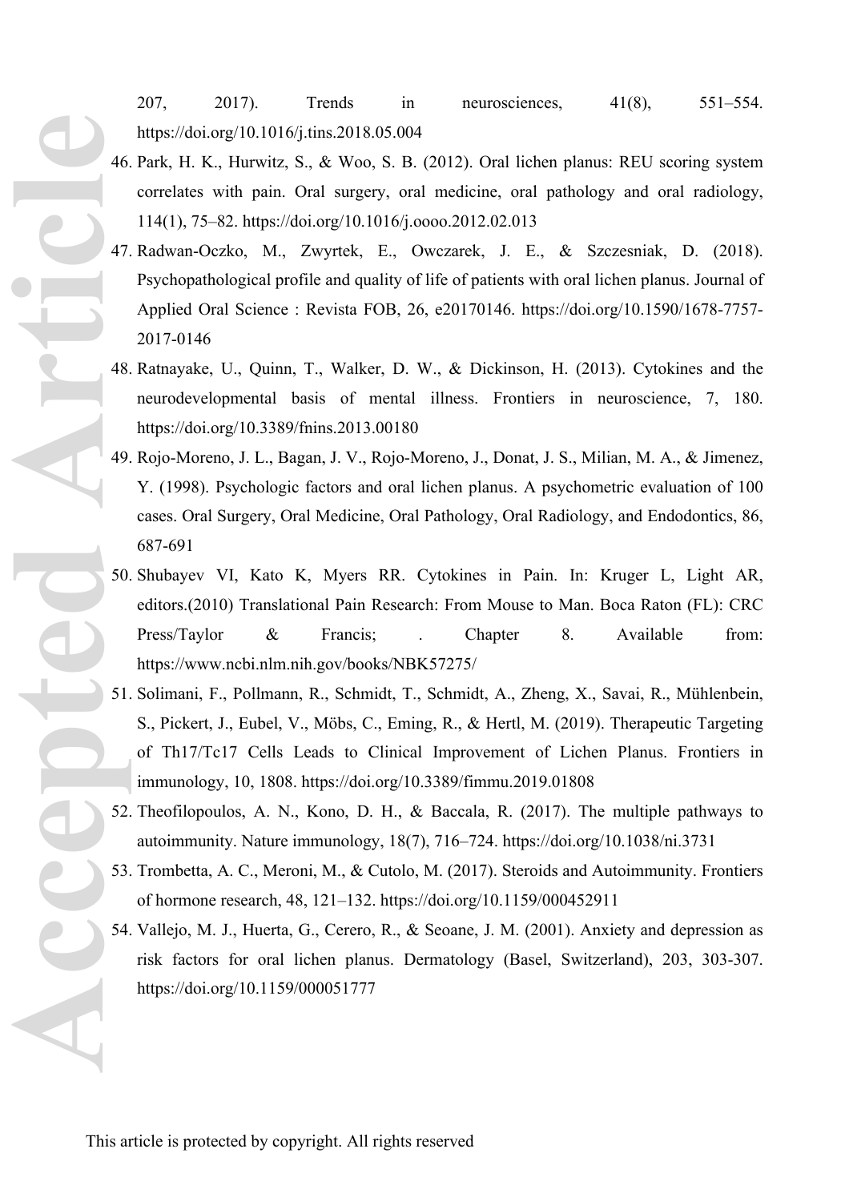207, 2017). Trends in neurosciences, 41(8), 551–554. https://doi.org/10.1016/j.tins.2018.05.004

46. Park, H. K., Hurwitz, S., & Woo, S. B. (2012). Oral lichen planus: REU scoring system correlates with pain. Oral surgery, oral medicine, oral pathology and oral radiology, 114(1), 75–82. https://doi.org/10.1016/j.oooo.2012.02.013
47. Radwan-Oczko, M., Zwyrtek, E., Owczarek, J. E., & Szczesniak, D. (2018). Psychopathological profile and quality of life of patients with oral lichen planus. Journal of Applied Oral Science : Revista FOB, 26, e20170146. https://doi.org/10.1590/1678-7757-2017-0146
48. Ratnayake, U., Quinn, T., Walker, D. W., & Dickinson, H. (2013). Cytokines and the neurodevelopmental basis of mental illness. Frontiers in neuroscience, 7, 180. https://doi.org/10.3389/fnins.2013.00180
49. Rojo-Moreno, J. L., Bagan, J. V., Rojo-Moreno, J., Donat, J. S., Milian, M. A., & Jimenez, Y. (1998). Psychologic factors and oral lichen planus. A psychometric evaluation of 100 cases. Oral Surgery, Oral Medicine, Oral Pathology, Oral Radiology, and Endodontics, 86, 687-691
50. Shubayev VI, Kato K, Myers RR. Cytokines in Pain. In: Kruger L, Light AR, editors.(2010) Translational Pain Research: From Mouse to Man. Boca Raton (FL): CRC Press/Taylor & Francis; . Chapter 8. Available from: https://www.ncbi.nlm.nih.gov/books/NBK57275/
51. Solimani, F., Pollmann, R., Schmidt, T., Schmidt, A., Zheng, X., Savai, R., Mühlenbein, S., Pickert, J., Eubel, V., Möbs, C., Eming, R., & Hertl, M. (2019). Therapeutic Targeting of Th17/Tc17 Cells Leads to Clinical Improvement of Lichen Planus. Frontiers in immunology, 10, 1808. https://doi.org/10.3389/fimmu.2019.01808
52. Theofilopoulos, A. N., Kono, D. H., & Baccala, R. (2017). The multiple pathways to autoimmunity. Nature immunology, 18(7), 716–724. https://doi.org/10.1038/ni.3731
53. Trombetta, A. C., Meroni, M., & Cutolo, M. (2017). Steroids and Autoimmunity. Frontiers of hormone research, 48, 121–132. https://doi.org/10.1159/000452911
54. Vallejo, M. J., Huerta, G., Cerero, R., & Seoane, J. M. (2001). Anxiety and depression as risk factors for oral lichen planus. Dermatology (Basel, Switzerland), 203, 303-307. https://doi.org/10.1159/000051777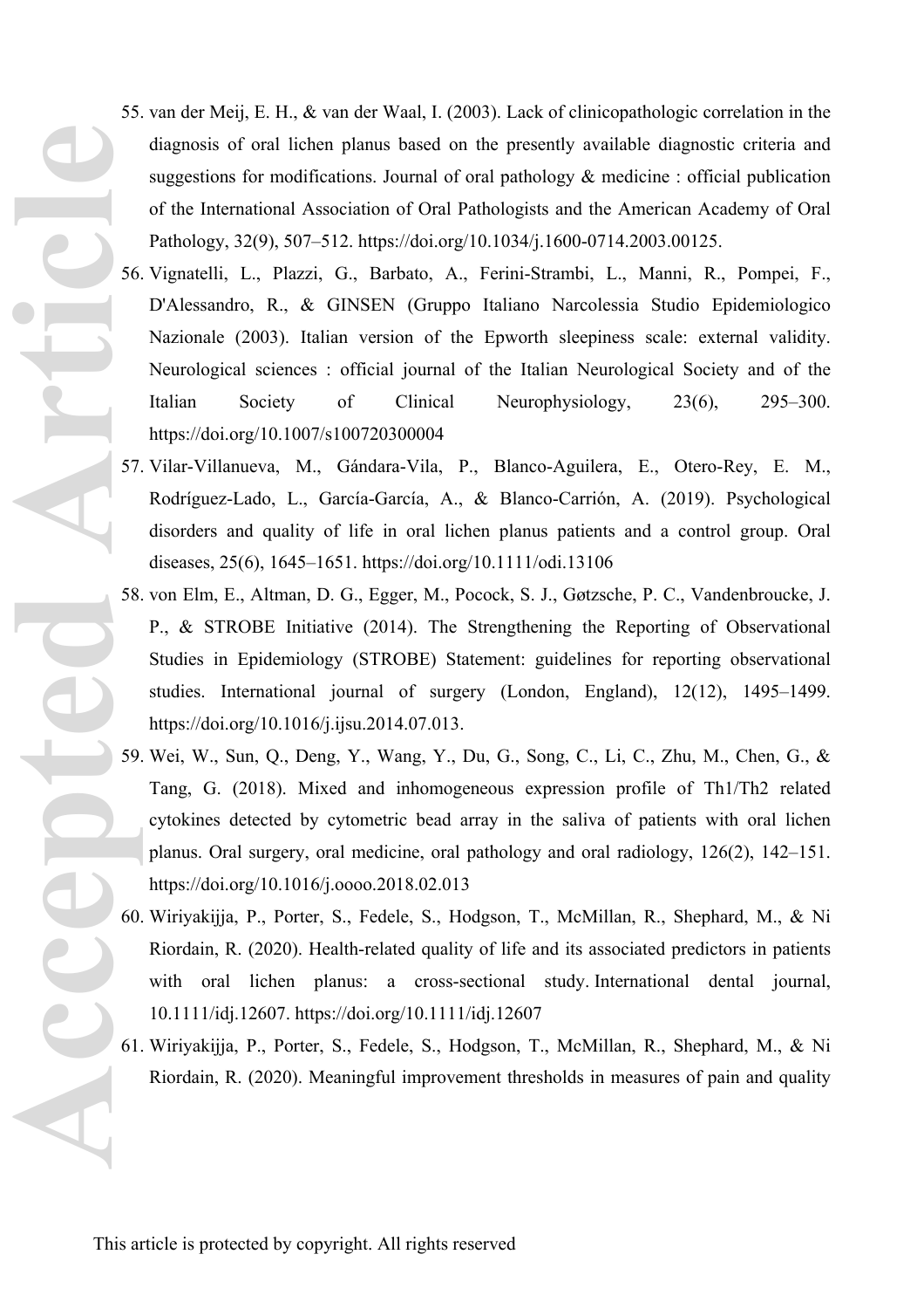55. van der Meij, E. H., & van der Waal, I. (2003). Lack of clinicopathologic correlation in the diagnosis of oral lichen planus based on the presently available diagnostic criteria and suggestions for modifications. Journal of oral pathology & medicine : official publication of the International Association of Oral Pathologists and the American Academy of Oral Pathology, 32(9), 507–512. https://doi.org/10.1034/j.1600-0714.2003.00125.
56. Vignatelli, L., Plazzi, G., Barbato, A., Ferini-Strambi, L., Manni, R., Pompei, F., D'Alessandro, R., & GINSEN (Gruppo Italiano Narcolessia Studio Epidemiologico Nazionale (2003). Italian version of the Epworth sleepiness scale: external validity. Neurological sciences : official journal of the Italian Neurological Society and of the Italian Society of Clinical Neurophysiology, 23(6), 295–300. https://doi.org/10.1007/s100720300004
57. Vilar-Villanueva, M., Gándara-Vila, P., Blanco-Aguilera, E., Otero-Rey, E. M., Rodríguez-Lado, L., García-García, A., & Blanco-Carrión, A. (2019). Psychological disorders and quality of life in oral lichen planus patients and a control group. Oral diseases, 25(6), 1645–1651. https://doi.org/10.1111/odi.13106
58. von Elm, E., Altman, D. G., Egger, M., Pocock, S. J., Gøtzsche, P. C., Vandenbroucke, J. P., & STROBE Initiative (2014). The Strengthening the Reporting of Observational Studies in Epidemiology (STROBE) Statement: guidelines for reporting observational studies. International journal of surgery (London, England), 12(12), 1495–1499. https://doi.org/10.1016/j.ijsu.2014.07.013.
59. Wei, W., Sun, Q., Deng, Y., Wang, Y., Du, G., Song, C., Li, C., Zhu, M., Chen, G., & Tang, G. (2018). Mixed and inhomogeneous expression profile of Th1/Th2 related cytokines detected by cytometric bead array in the saliva of patients with oral lichen planus. Oral surgery, oral medicine, oral pathology and oral radiology, 126(2), 142–151. https://doi.org/10.1016/j.oooo.2018.02.013
60. Wiriyakijja, P., Porter, S., Fedele, S., Hodgson, T., McMillan, R., Shephard, M., & Ni Riordain, R. (2020). Health-related quality of life and its associated predictors in patients with oral lichen planus: a cross-sectional study. International dental journal, 10.1111/idj.12607. https://doi.org/10.1111/idj.12607
61. Wiriyakijja, P., Porter, S., Fedele, S., Hodgson, T., McMillan, R., Shephard, M., & Ni Riordain, R. (2020). Meaningful improvement thresholds in measures of pain and quality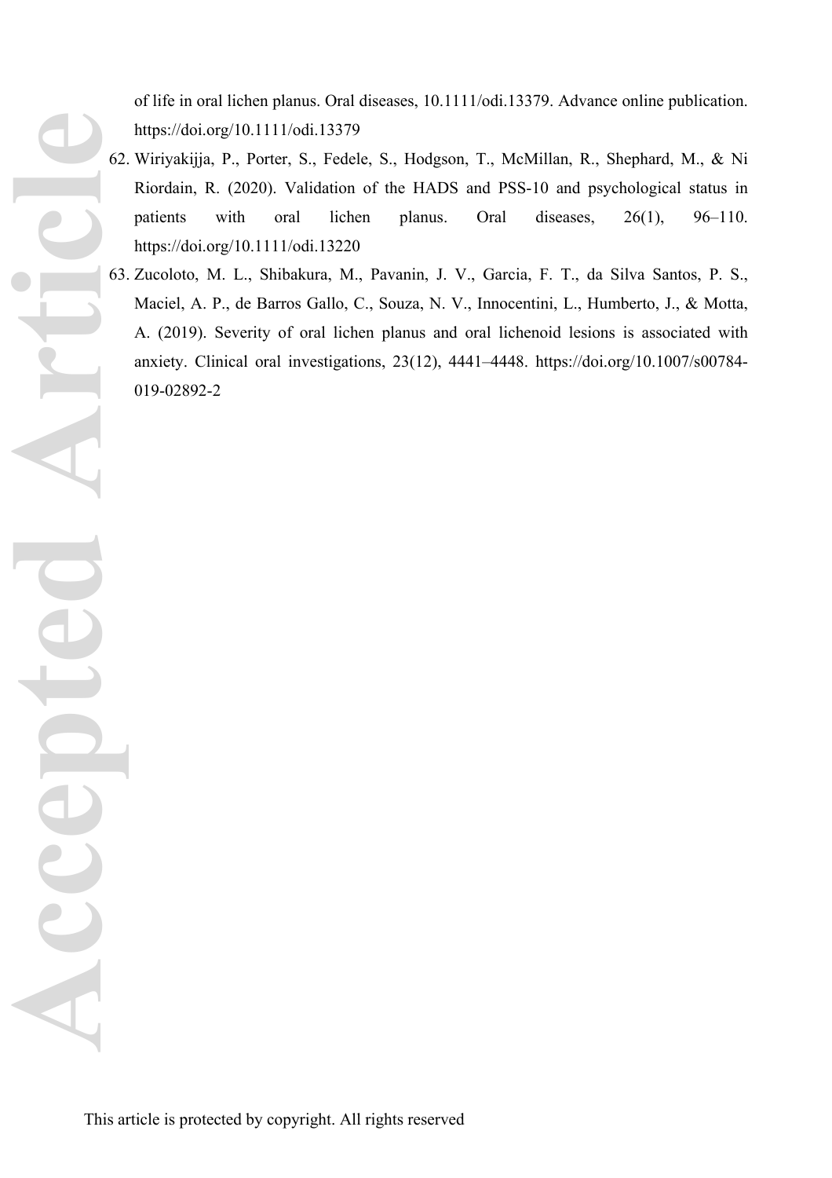of life in oral lichen planus. Oral diseases, 10.1111/odi.13379. Advance online publication. https://doi.org/10.1111/odi.13379

62. Wiriyakijja, P., Porter, S., Fedele, S., Hodgson, T., McMillan, R., Shephard, M., & Ni Riordain, R. (2020). Validation of the HADS and PSS-10 and psychological status in patients with oral lichen planus. Oral diseases, 26(1), 96–110. https://doi.org/10.1111/odi.13220
63. Zucoloto, M. L., Shibakura, M., Pavanin, J. V., Garcia, F. T., da Silva Santos, P. S., Maciel, A. P., de Barros Gallo, C., Souza, N. V., Innocentini, L., Humberto, J., & Motta, A. (2019). Severity of oral lichen planus and oral lichenoid lesions is associated with anxiety. Clinical oral investigations, 23(12), 4441–4448. https://doi.org/10.1007/s00784-019-02892-2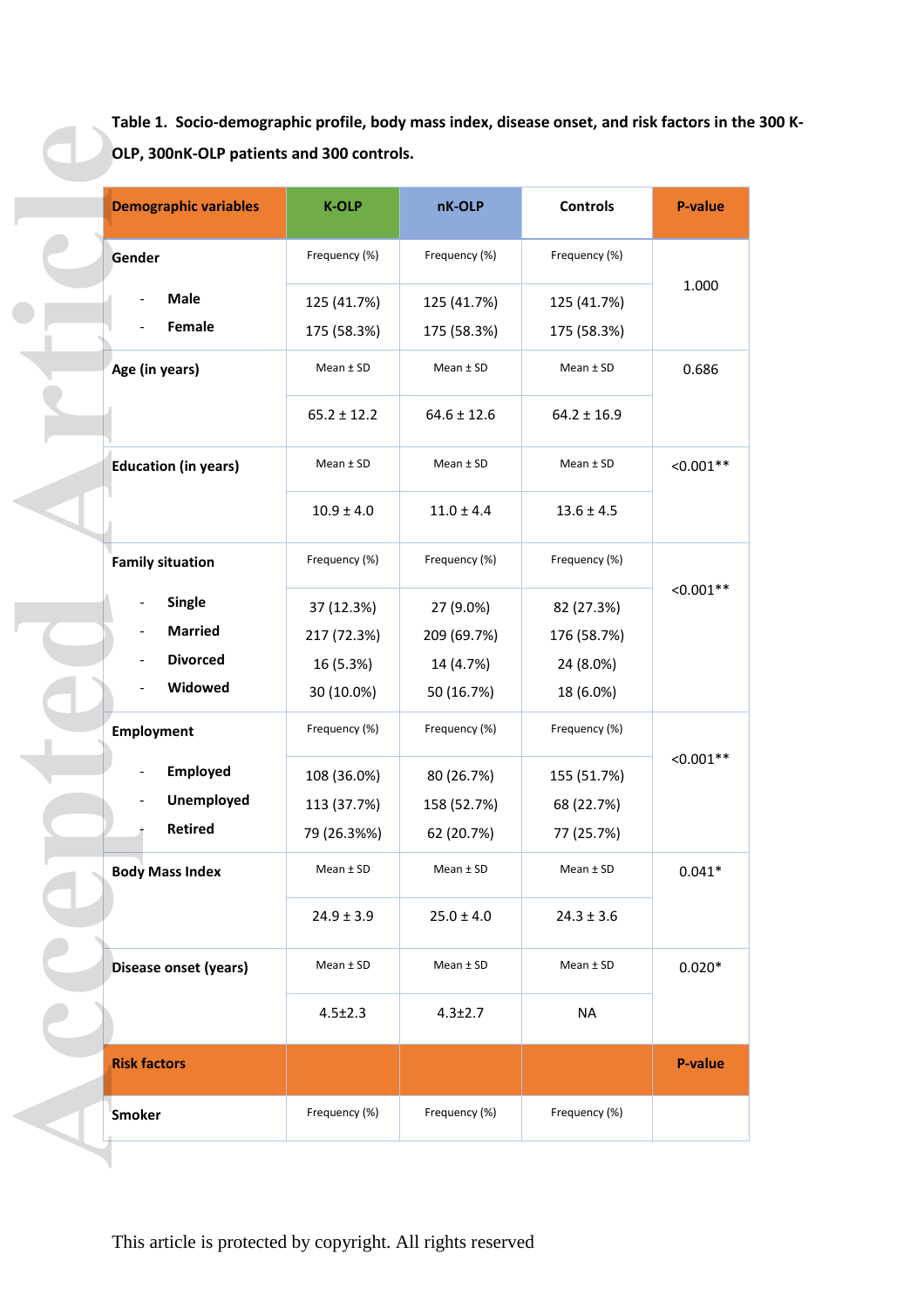**Table 1. Socio-demographic profile, body mass index, disease onset, and risk factors in the 300 K-OLP, 300nK-OLP patients and 300 controls.**

| Demographic variables | K-OLP | nK-OLP | Controls | P-value |
|---|---|---|---|---|
| **Gender** | Frequency (%) | Frequency (%) | Frequency (%) | 1.000 |
| - **Male** | 125 (41.7%) | 125 (41.7%) | 125 (41.7%) | |
| - **Female** | 175 (58.3%) | 175 (58.3%) | 175 (58.3%) | |
| **Age (in years)** | Mean ± SD | Mean ± SD | Mean ± SD | 0.686 |
| | 65.2 ± 12.2 | 64.6 ± 12.6 | 64.2 ± 16.9 | |
| **Education (in years)** | Mean ± SD | Mean ± SD | Mean ± SD | <0.001** |
| | 10.9 ± 4.0 | 11.0 ± 4.4 | 13.6 ± 4.5 | |
| **Family situation** | Frequency (%) | Frequency (%) | Frequency (%) | <0.001** |
| - **Single** | 37 (12.3%) | 27 (9.0%) | 82 (27.3%) | |
| - **Married** | 217 (72.3%) | 209 (69.7%) | 176 (58.7%) | |
| - **Divorced** | 16 (5.3%) | 14 (4.7%) | 24 (8.0%) | |
| - **Widowed** | 30 (10.0%) | 50 (16.7%) | 18 (6.0%) | |
| **Employment** | Frequency (%) | Frequency (%) | Frequency (%) | <0.001** |
| - **Employed** | 108 (36.0%) | 80 (26.7%) | 155 (51.7%) | |
| - **Unemployed** | 113 (37.7%) | 158 (52.7%) | 68 (22.7%) | |
| - **Retired** | 79 (26.3%%) | 62 (20.7%) | 77 (25.7%) | |
| **Body Mass Index** | Mean ± SD | Mean ± SD | Mean ± SD | 0.041* |
| | 24.9 ± 3.9 | 25.0 ± 4.0 | 24.3 ± 3.6 | |
| **Disease onset (years)** | Mean ± SD | Mean ± SD | Mean ± SD | 0.020* |
| | 4.5±2.3 | 4.3±2.7 | NA | |
| **Risk factors** | | | | **P-value** |
| **Smoker** | Frequency (%) | Frequency (%) | Frequency (%) | |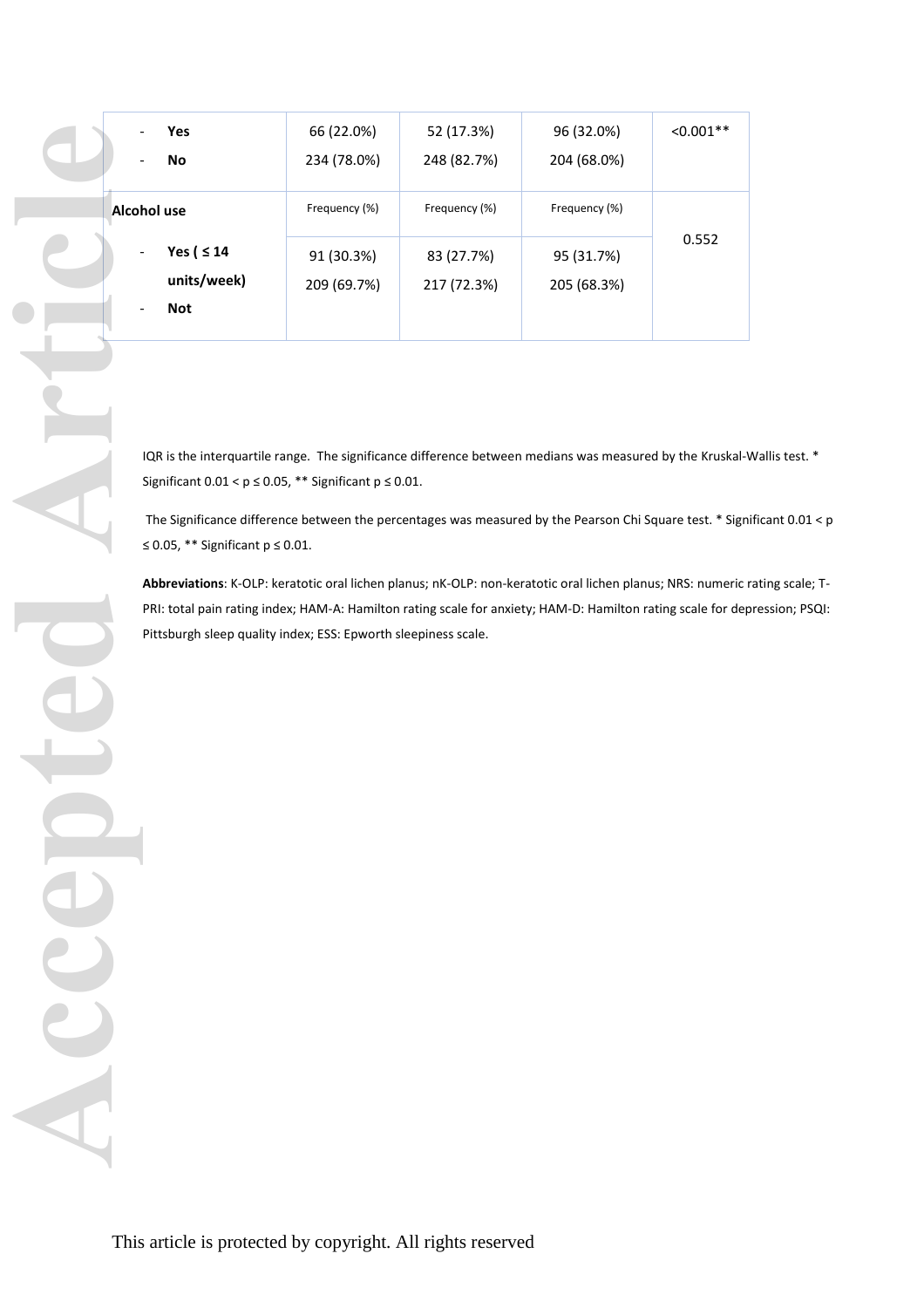| | | | | |
|---|---|---|---|---|
| - **Yes**<br>- **No** | 66 (22.0%)<br>234 (78.0%) | 52 (17.3%)<br>248 (82.7%) | 96 (32.0%)<br>204 (68.0%) | <0.001** |
| **Alcohol use** | Frequency (%) | Frequency (%) | Frequency (%) | 0.552 |
| - **Yes ( ≤ 14 units/week)**<br>- **Not** | 91 (30.3%)<br>209 (69.7%) | 83 (27.7%)<br>217 (72.3%) | 95 (31.7%)<br>205 (68.3%) | |

IQR is the interquartile range. The significance difference between medians was measured by the Kruskal-Wallis test. * Significant $0.01 < p \leq 0.05$, ** Significant $p \leq 0.01$.

The Significance difference between the percentages was measured by the Pearson Chi Square test. * Significant $0.01 < p \leq 0.05$, ** Significant $p \leq 0.01$.

**Abbreviations**: K-OLP: keratotic oral lichen planus; nK-OLP: non-keratotic oral lichen planus; NRS: numeric rating scale; T-PRI: total pain rating index; HAM-A: Hamilton rating scale for anxiety; HAM-D: Hamilton rating scale for depression; PSQI: Pittsburgh sleep quality index; ESS: Epworth sleepiness scale.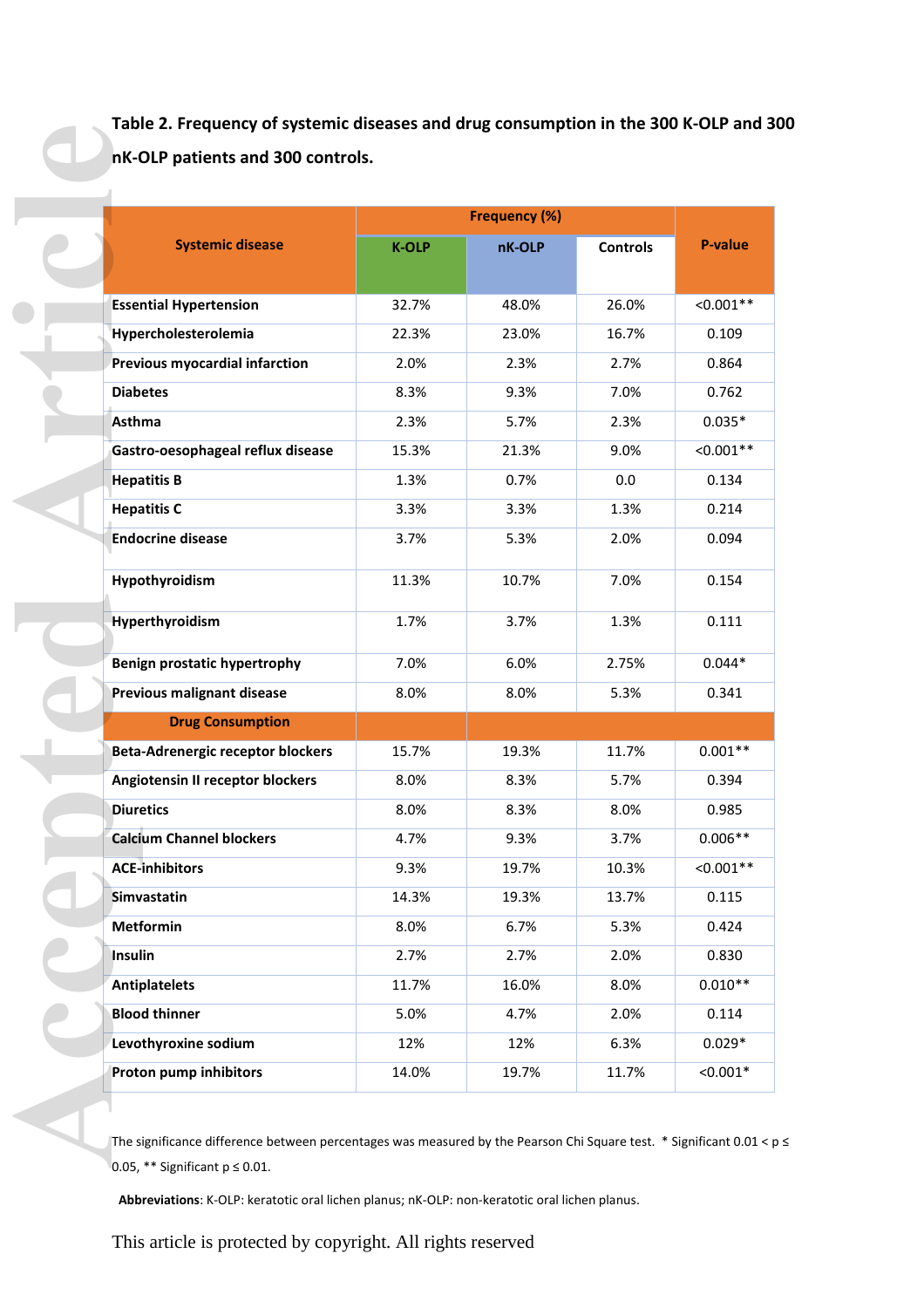**Table 2. Frequency of systemic diseases and drug consumption in the 300 K-OLP and 300 nK-OLP patients and 300 controls.**

| Systemic disease | Frequency (%) | | | P-value |
|---|---|---|---|---|
| | K-OLP | nK-OLP | Controls | |
| Essential Hypertension | 32.7% | 48.0% | 26.0% | <0.001** |
| Hypercholesterolemia | 22.3% | 23.0% | 16.7% | 0.109 |
| Previous myocardial infarction | 2.0% | 2.3% | 2.7% | 0.864 |
| Diabetes | 8.3% | 9.3% | 7.0% | 0.762 |
| Asthma | 2.3% | 5.7% | 2.3% | 0.035* |
| Gastro-oesophageal reflux disease | 15.3% | 21.3% | 9.0% | <0.001** |
| Hepatitis B | 1.3% | 0.7% | 0.0 | 0.134 |
| Hepatitis C | 3.3% | 3.3% | 1.3% | 0.214 |
| Endocrine disease | 3.7% | 5.3% | 2.0% | 0.094 |
| Hypothyroidism | 11.3% | 10.7% | 7.0% | 0.154 |
| Hyperthyroidism | 1.7% | 3.7% | 1.3% | 0.111 |
| Benign prostatic hypertrophy | 7.0% | 6.0% | 2.75% | 0.044* |
| Previous malignant disease | 8.0% | 8.0% | 5.3% | 0.341 |
| **Drug Consumption** | | | | |
| Beta-Adrenergic receptor blockers | 15.7% | 19.3% | 11.7% | 0.001** |
| Angiotensin II receptor blockers | 8.0% | 8.3% | 5.7% | 0.394 |
| Diuretics | 8.0% | 8.3% | 8.0% | 0.985 |
| Calcium Channel blockers | 4.7% | 9.3% | 3.7% | 0.006** |
| ACE-inhibitors | 9.3% | 19.7% | 10.3% | <0.001** |
| Simvastatin | 14.3% | 19.3% | 13.7% | 0.115 |
| Metformin | 8.0% | 6.7% | 5.3% | 0.424 |
| Insulin | 2.7% | 2.7% | 2.0% | 0.830 |
| Antiplatelets | 11.7% | 16.0% | 8.0% | 0.010** |
| Blood thinner | 5.0% | 4.7% | 2.0% | 0.114 |
| Levothyroxine sodium | 12% | 12% | 6.3% | 0.029* |
| Proton pump inhibitors | 14.0% | 19.7% | 11.7% | <0.001* |

The significance difference between percentages was measured by the Pearson Chi Square test. * Significant 0.01 < p ≤ 0.05, ** Significant p ≤ 0.01.

**Abbreviations**: K-OLP: keratotic oral lichen planus; nK-OLP: non-keratotic oral lichen planus.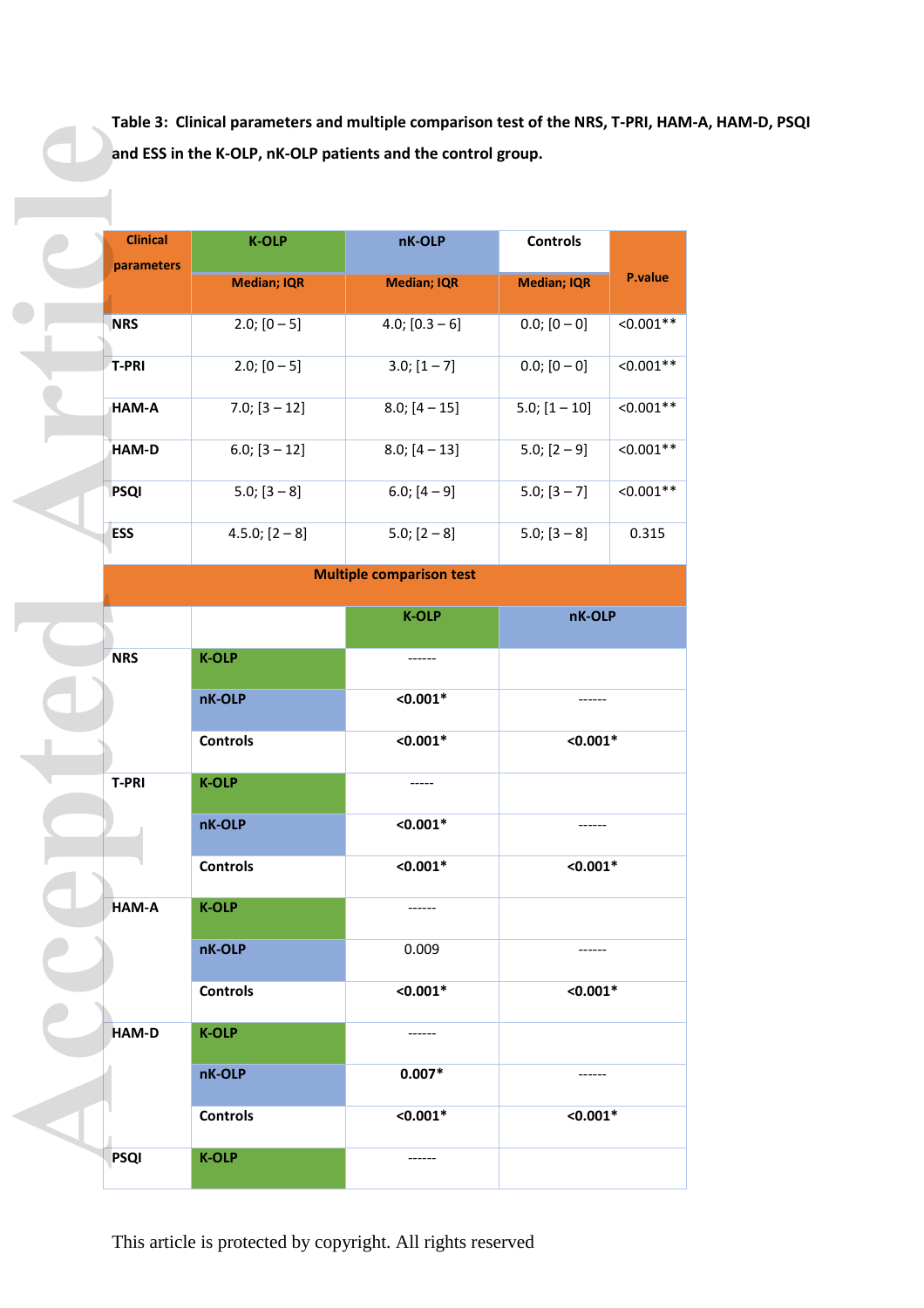**Table 3: Clinical parameters and multiple comparison test of the NRS, T-PRI, HAM-A, HAM-D, PSQI and ESS in the K-OLP, nK-OLP patients and the control group.**

| Clinical parameters | K-OLP | nK-OLP | Controls | P.value |
|---|---|---|---|---|
| | Median; IQR | Median; IQR | Median; IQR | |
| NRS | 2.0; [0 – 5] | 4.0; [0.3 – 6] | 0.0; [0 – 0] | <0.001** |
| T-PRI | 2.0; [0 – 5] | 3.0; [1 – 7] | 0.0; [0 – 0] | <0.001** |
| HAM-A | 7.0; [3 – 12] | 8.0; [4 – 15] | 5.0; [1 – 10] | <0.001** |
| HAM-D | 6.0; [3 – 12] | 8.0; [4 – 13] | 5.0; [2 – 9] | <0.001** |
| PSQI | 5.0; [3 – 8] | 6.0; [4 – 9] | 5.0; [3 – 7] | <0.001** |
| ESS | 4.5.0; [2 – 8] | 5.0; [2 – 8] | 5.0; [3 – 8] | 0.315 |

**Multiple comparison test**

| | | K-OLP | nK-OLP |
|---|---|---|---|
| NRS | K-OLP | ------ | |
| | nK-OLP | **<0.001*** | ------ |
| | Controls | **<0.001*** | **<0.001*** |
| T-PRI | K-OLP | ----- | |
| | nK-OLP | **<0.001*** | ------ |
| | Controls | **<0.001*** | **<0.001*** |
| HAM-A | K-OLP | ------ | |
| | nK-OLP | 0.009 | ------ |
| | Controls | **<0.001*** | **<0.001*** |
| HAM-D | K-OLP | ------ | |
| | nK-OLP | **0.007*** | ------ |
| | Controls | **<0.001*** | **<0.001*** |
| PSQI | K-OLP | ------ | |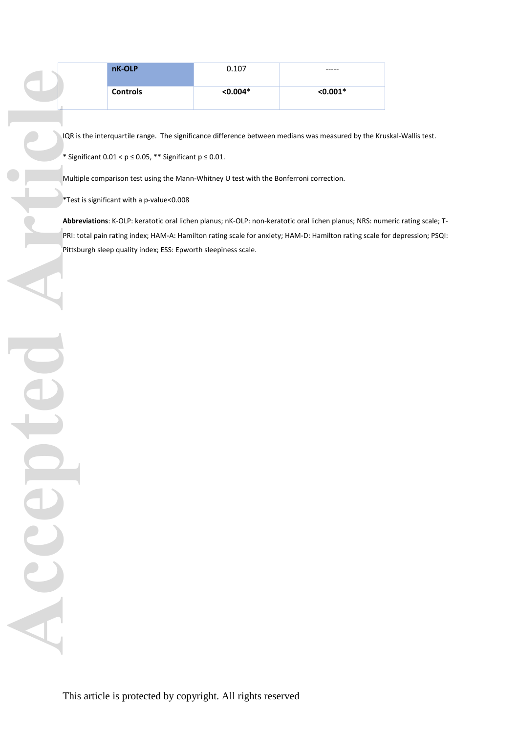| | | | |
|---|---|---|---|
| | **nK-OLP** | 0.107 | ----- |
| | **Controls** | **<0.004*** | **<0.001*** |

IQR is the interquartile range. The significance difference between medians was measured by the Kruskal-Wallis test.

* Significant 0.01 < p ≤ 0.05, ** Significant p ≤ 0.01.

Multiple comparison test using the Mann-Whitney U test with the Bonferroni correction.

*Test is significant with a p-value<0.008

**Abbreviations**: K-OLP: keratotic oral lichen planus; nK-OLP: non-keratotic oral lichen planus; NRS: numeric rating scale; T-PRI: total pain rating index; HAM-A: Hamilton rating scale for anxiety; HAM-D: Hamilton rating scale for depression; PSQI: Pittsburgh sleep quality index; ESS: Epworth sleepiness scale.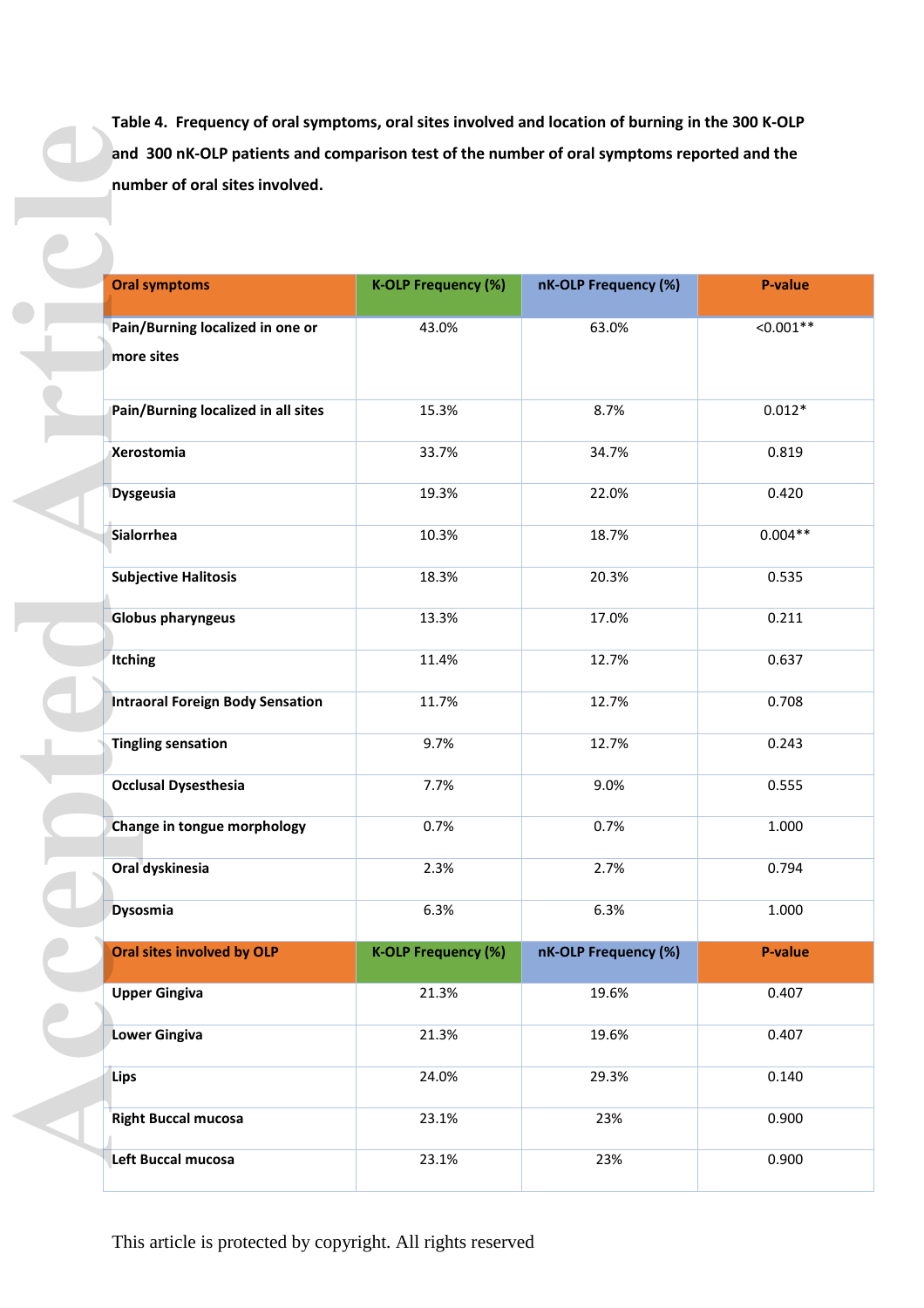**Table 4. Frequency of oral symptoms, oral sites involved and location of burning in the 300 K-OLP and 300 nK-OLP patients and comparison test of the number of oral symptoms reported and the number of oral sites involved.**

| Oral symptoms | K-OLP Frequency (%) | nK-OLP Frequency (%) | P-value |
|---|---|---|---|
| Pain/Burning localized in one or more sites | 43.0% | 63.0% | <0.001** |
| Pain/Burning localized in all sites | 15.3% | 8.7% | 0.012* |
| Xerostomia | 33.7% | 34.7% | 0.819 |
| Dysgeusia | 19.3% | 22.0% | 0.420 |
| Sialorrhea | 10.3% | 18.7% | 0.004** |
| Subjective Halitosis | 18.3% | 20.3% | 0.535 |
| Globus pharyngeus | 13.3% | 17.0% | 0.211 |
| Itching | 11.4% | 12.7% | 0.637 |
| Intraoral Foreign Body Sensation | 11.7% | 12.7% | 0.708 |
| Tingling sensation | 9.7% | 12.7% | 0.243 |
| Occlusal Dysesthesia | 7.7% | 9.0% | 0.555 |
| Change in tongue morphology | 0.7% | 0.7% | 1.000 |
| Oral dyskinesia | 2.3% | 2.7% | 0.794 |
| Dysosmia | 6.3% | 6.3% | 1.000 |
| **Oral sites involved by OLP** | **K-OLP Frequency (%)** | **nK-OLP Frequency (%)** | **P-value** |
| Upper Gingiva | 21.3% | 19.6% | 0.407 |
| Lower Gingiva | 21.3% | 19.6% | 0.407 |
| Lips | 24.0% | 29.3% | 0.140 |
| Right Buccal mucosa | 23.1% | 23% | 0.900 |
| Left Buccal mucosa | 23.1% | 23% | 0.900 |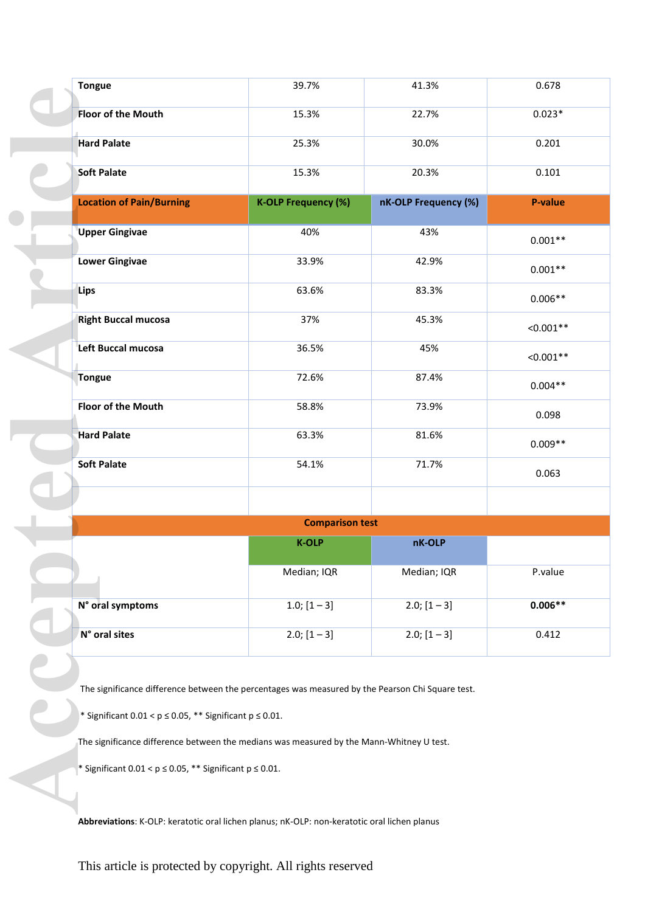| | | | |
|---|---|---|---|
| **Tongue** | 39.7% | 41.3% | 0.678 |
| **Floor of the Mouth** | 15.3% | 22.7% | 0.023* |
| **Hard Palate** | 25.3% | 30.0% | 0.201 |
| **Soft Palate** | 15.3% | 20.3% | 0.101 |
| **Location of Pain/Burning** | **K-OLP Frequency (%)** | **nK-OLP Frequency (%)** | **P-value** |
| **Upper Gingivae** | 40% | 43% | 0.001** |
| **Lower Gingivae** | 33.9% | 42.9% | 0.001** |
| **Lips** | 63.6% | 83.3% | 0.006** |
| **Right Buccal mucosa** | 37% | 45.3% | <0.001** |
| **Left Buccal mucosa** | 36.5% | 45% | <0.001** |
| **Tongue** | 72.6% | 87.4% | 0.004** |
| **Floor of the Mouth** | 58.8% | 73.9% | 0.098 |
| **Hard Palate** | 63.3% | 81.6% | 0.009** |
| **Soft Palate** | 54.1% | 71.7% | 0.063 |
| | | | |

| **Comparison test** | | | |
|---|---|---|---|
| | **K-OLP** | **nK-OLP** | |
| | Median; IQR | Median; IQR | P.value |
| **N° oral symptoms** | 1.0; [1 – 3] | 2.0; [1 – 3] | **0.006**** |
| **N° oral sites** | 2.0; [1 – 3] | 2.0; [1 – 3] | 0.412 |

The significance difference between the percentages was measured by the Pearson Chi Square test.

* Significant 0.01 < p ≤ 0.05, ** Significant p ≤ 0.01.

The significance difference between the medians was measured by the Mann-Whitney U test.

* Significant 0.01 < p ≤ 0.05, ** Significant p ≤ 0.01.

**Abbreviations**: K-OLP: keratotic oral lichen planus; nK-OLP: non-keratotic oral lichen planus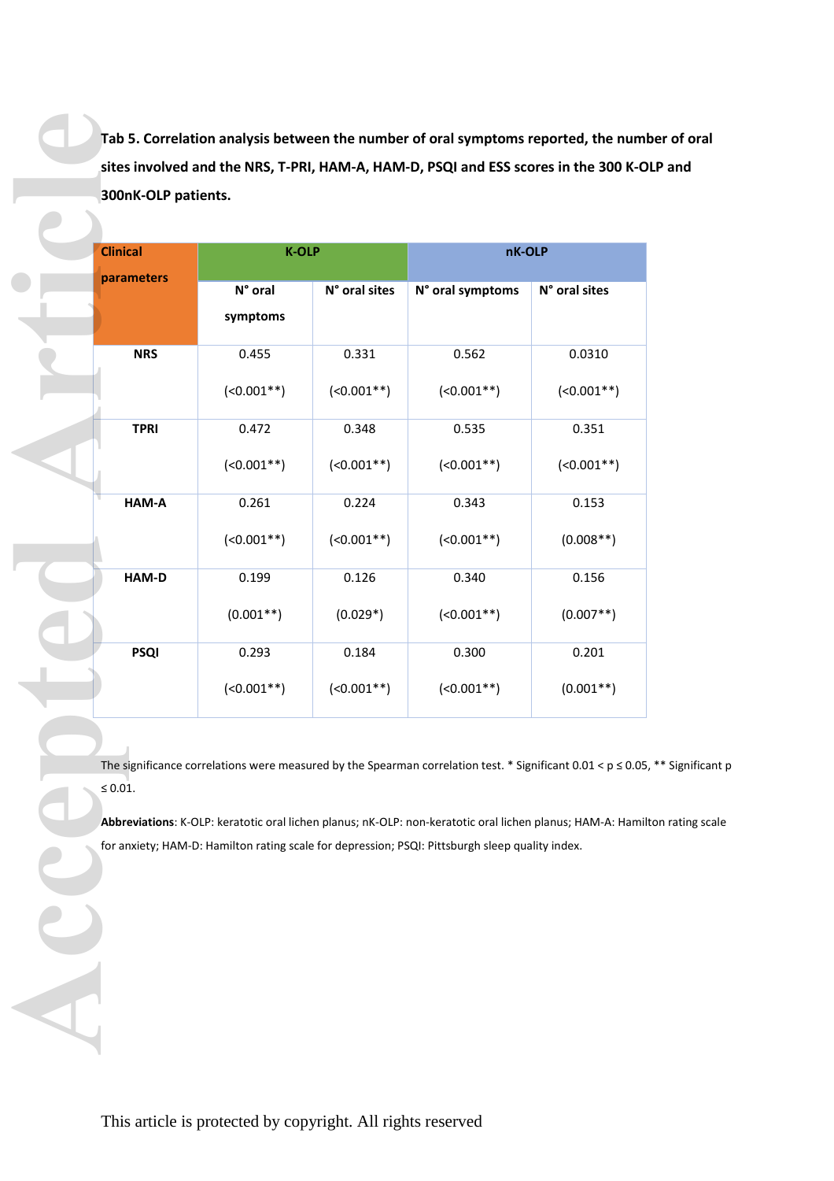**Tab 5. Correlation analysis between the number of oral symptoms reported, the number of oral sites involved and the NRS, T-PRI, HAM-A, HAM-D, PSQI and ESS scores in the 300 K-OLP and 300nK-OLP patients.**

| Clinical parameters | K-OLP | | nK-OLP | |
|---|---|---|---|---|
| | N° oral symptoms | N° oral sites | N° oral symptoms | N° oral sites |
| **NRS** | 0.455 (<0.001**) | 0.331 (<0.001**) | 0.562 (<0.001**) | 0.0310 (<0.001**) |
| **TPRI** | 0.472 (<0.001**) | 0.348 (<0.001**) | 0.535 (<0.001**) | 0.351 (<0.001**) |
| **HAM-A** | 0.261 (<0.001**) | 0.224 (<0.001**) | 0.343 (<0.001**) | 0.153 (0.008**) |
| **HAM-D** | 0.199 (0.001**) | 0.126 (0.029*) | 0.340 (<0.001**) | 0.156 (0.007**) |
| **PSQI** | 0.293 (<0.001**) | 0.184 (<0.001**) | 0.300 (<0.001**) | 0.201 (0.001**) |

The significance correlations were measured by the Spearman correlation test. * Significant $0.01 < p \leq 0.05$, ** Significant $p \leq 0.01$.

**Abbreviations**: K-OLP: keratotic oral lichen planus; nK-OLP: non-keratotic oral lichen planus; HAM-A: Hamilton rating scale for anxiety; HAM-D: Hamilton rating scale for depression; PSQI: Pittsburgh sleep quality index.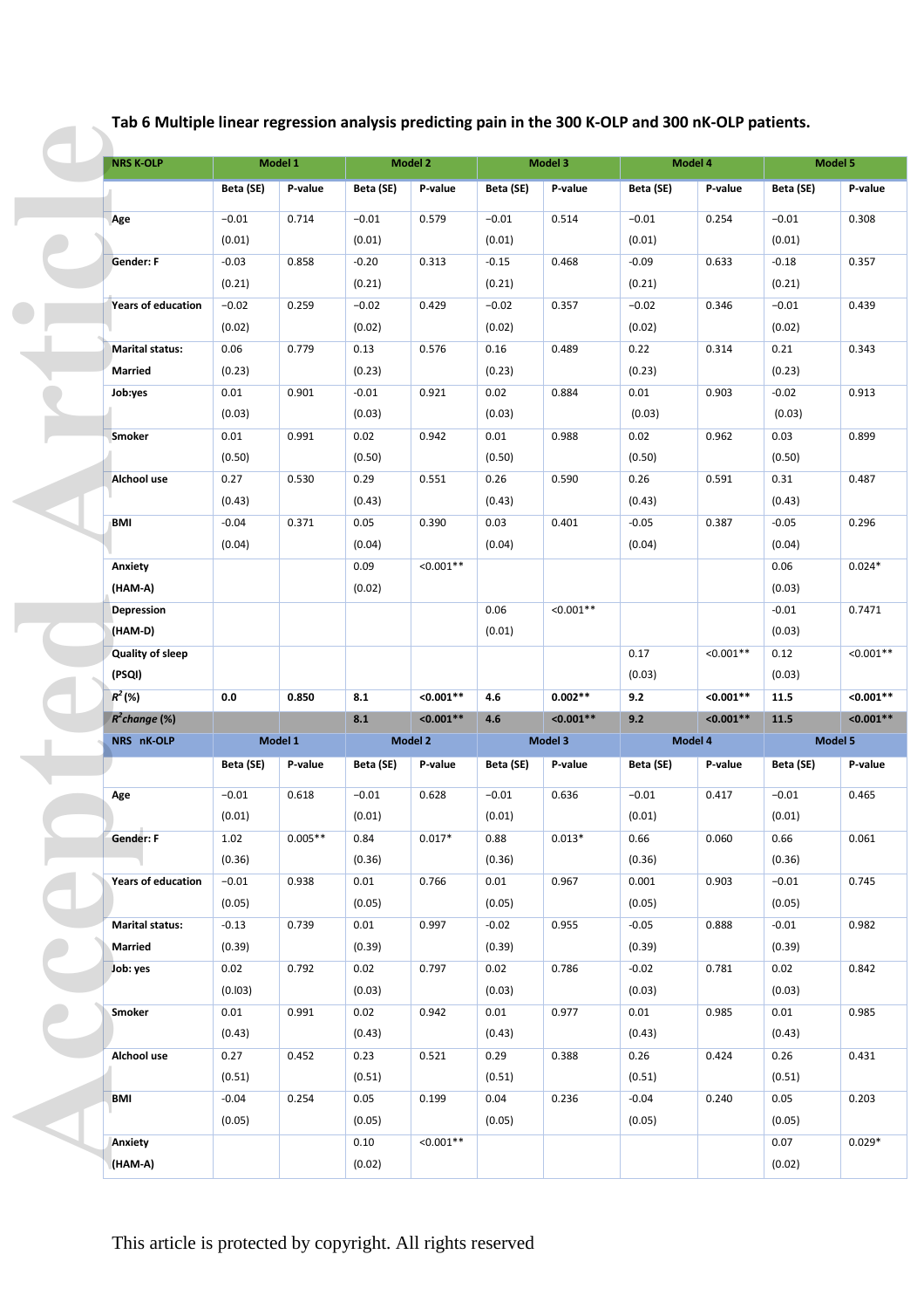**Tab 6 Multiple linear regression analysis predicting pain in the 300 K-OLP and 300 nK-OLP patients.**

| NRS K-OLP | Model 1 | | Model 2 | | Model 3 | | Model 4 | | Model 5 | |
|---|---|---|---|---|---|---|---|---|---|---|
| | Beta (SE) | P-value | Beta (SE) | P-value | Beta (SE) | P-value | Beta (SE) | P-value | Beta (SE) | P-value |
| Age | −0.01 (0.01) | 0.714 | −0.01 (0.01) | 0.579 | −0.01 (0.01) | 0.514 | −0.01 (0.01) | 0.254 | −0.01 (0.01) | 0.308 |
| Gender: F | -0.03 (0.21) | 0.858 | -0.20 (0.21) | 0.313 | -0.15 (0.21) | 0.468 | -0.09 (0.21) | 0.633 | -0.18 (0.21) | 0.357 |
| Years of education | −0.02 (0.02) | 0.259 | −0.02 (0.02) | 0.429 | −0.02 (0.02) | 0.357 | −0.02 (0.02) | 0.346 | −0.01 (0.02) | 0.439 |
| Marital status: Married | 0.06 (0.23) | 0.779 | 0.13 (0.23) | 0.576 | 0.16 (0.23) | 0.489 | 0.22 (0.23) | 0.314 | 0.21 (0.23) | 0.343 |
| Job:yes | 0.01 (0.03) | 0.901 | -0.01 (0.03) | 0.921 | 0.02 (0.03) | 0.884 | 0.01 (0.03) | 0.903 | -0.02 (0.03) | 0.913 |
| Smoker | 0.01 (0.50) | 0.991 | 0.02 (0.50) | 0.942 | 0.01 (0.50) | 0.988 | 0.02 (0.50) | 0.962 | 0.03 (0.50) | 0.899 |
| Alchool use | 0.27 (0.43) | 0.530 | 0.29 (0.43) | 0.551 | 0.26 (0.43) | 0.590 | 0.26 (0.43) | 0.591 | 0.31 (0.43) | 0.487 |
| BMI | -0.04 (0.04) | 0.371 | 0.05 (0.04) | 0.390 | 0.03 (0.04) | 0.401 | -0.05 (0.04) | 0.387 | -0.05 (0.04) | 0.296 |
| Anxiety (HAM-A) | | | 0.09 (0.02) | <0.001** | | | | | 0.06 (0.03) | 0.024* |
| Depression (HAM-D) | | | | | 0.06 (0.01) | <0.001** | | | -0.01 (0.03) | 0.7471 |
| Quality of sleep (PSQI) | | | | | | | 0.17 (0.03) | <0.001** | 0.12 (0.03) | <0.001** |
| $R^2$ (%) | **0.0** | **0.850** | **8.1** | **<0.001**** | **4.6** | **0.002**** | **9.2** | **<0.001**** | **11.5** | **<0.001**** |
| $R^2$*change* (%) | | | **8.1** | **<0.001**** | **4.6** | **<0.001**** | **9.2** | **<0.001**** | **11.5** | **<0.001**** |

| NRS nK-OLP | Model 1 | | Model 2 | | Model 3 | | Model 4 | | Model 5 | |
|---|---|---|---|---|---|---|---|---|---|---|
| | Beta (SE) | P-value | Beta (SE) | P-value | Beta (SE) | P-value | Beta (SE) | P-value | Beta (SE) | P-value |
| Age | −0.01 (0.01) | 0.618 | −0.01 (0.01) | 0.628 | −0.01 (0.01) | 0.636 | −0.01 (0.01) | 0.417 | −0.01 (0.01) | 0.465 |
| Gender: F | 1.02 (0.36) | 0.005** | 0.84 (0.36) | 0.017* | 0.88 (0.36) | 0.013* | 0.66 (0.36) | 0.060 | 0.66 (0.36) | 0.061 |
| Years of education | -0.01 (0.05) | 0.938 | 0.01 (0.05) | 0.766 | 0.01 (0.05) | 0.967 | 0.001 (0.05) | 0.903 | −0.01 (0.05) | 0.745 |
| Marital status: Married | -0.13 (0.39) | 0.739 | 0.01 (0.39) | 0.997 | -0.02 (0.39) | 0.955 | -0.05 (0.39) | 0.888 | -0.01 (0.39) | 0.982 |
| Job: yes | 0.02 (0.I03) | 0.792 | 0.02 (0.03) | 0.797 | 0.02 (0.03) | 0.786 | -0.02 (0.03) | 0.781 | 0.02 (0.03) | 0.842 |
| Smoker | 0.01 (0.43) | 0.991 | 0.02 (0.43) | 0.942 | 0.01 (0.43) | 0.977 | 0.01 (0.43) | 0.985 | 0.01 (0.43) | 0.985 |
| Alchool use | 0.27 (0.51) | 0.452 | 0.23 (0.51) | 0.521 | 0.29 (0.51) | 0.388 | 0.26 (0.51) | 0.424 | 0.26 (0.51) | 0.431 |
| BMI | -0.04 (0.05) | 0.254 | 0.05 (0.05) | 0.199 | 0.04 (0.05) | 0.236 | -0.04 (0.05) | 0.240 | 0.05 (0.05) | 0.203 |
| Anxiety (HAM-A) | | | 0.10 (0.02) | <0.001** | | | | | 0.07 (0.02) | 0.029* |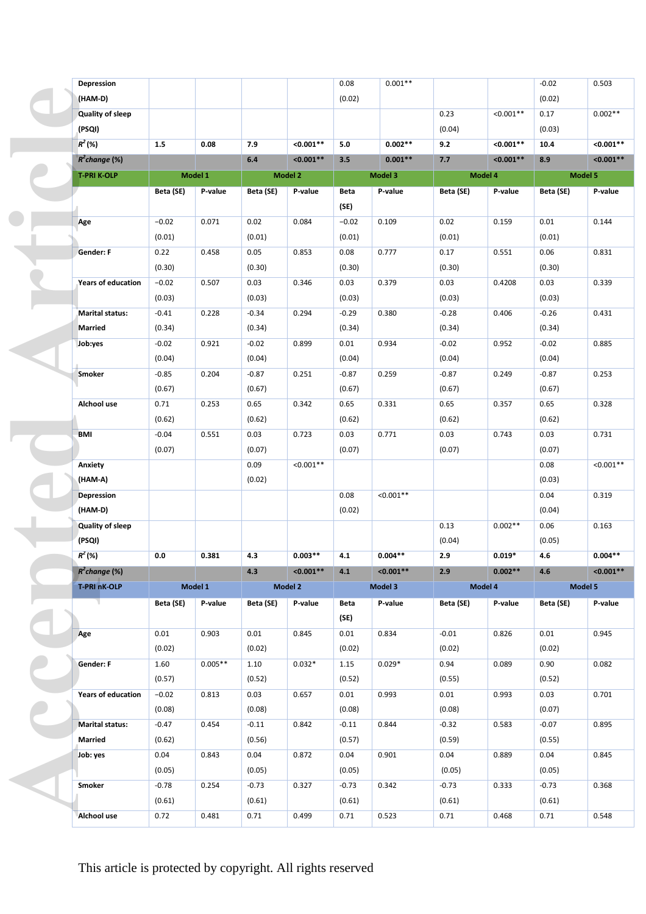| | Beta (SE) | P-value | Beta (SE) | P-value | Beta (SE) | P-value | Beta (SE) | P-value | Beta (SE) | P-value |
|---|---|---|---|---|---|---|---|---|---|---|
| Depression (HAM-D) | | | | | 0.08 (0.02) | 0.001** | | | -0.02 (0.02) | 0.503 |
| Quality of sleep (PSQI) | | | | | | | 0.23 (0.04) | <0.001** | 0.17 (0.03) | 0.002** |
| **$R^2$ (%)** | **1.5** | **0.08** | **7.9** | **<0.001\*\*** | **5.0** | **0.002\*\*** | **9.2** | **<0.001\*\*** | **10.4** | **<0.001\*\*** |
| ***$R^2$change* (%)** | | | **6.4** | **<0.001\*\*** | **3.5** | **0.001\*\*** | **7.7** | **<0.001\*\*** | **8.9** | **<0.001\*\*** |

| T-PRI K-OLP | Model 1 | | Model 2 | | Model 3 | | Model 4 | | Model 5 | |
|---|---|---|---|---|---|---|---|---|---|---|
| | Beta (SE) | P-value | Beta (SE) | P-value | Beta (SE) | P-value | Beta (SE) | P-value | Beta (SE) | P-value |
| Age | −0.02 (0.01) | 0.071 | 0.02 (0.01) | 0.084 | −0.02 (0.01) | 0.109 | 0.02 (0.01) | 0.159 | 0.01 (0.01) | 0.144 |
| Gender: F | 0.22 (0.30) | 0.458 | 0.05 (0.30) | 0.853 | 0.08 (0.30) | 0.777 | 0.17 (0.30) | 0.551 | 0.06 (0.30) | 0.831 |
| Years of education | −0.02 (0.03) | 0.507 | 0.03 (0.03) | 0.346 | 0.03 (0.03) | 0.379 | 0.03 (0.03) | 0.4208 | 0.03 (0.03) | 0.339 |
| Marital status: Married | -0.41 (0.34) | 0.228 | -0.34 (0.34) | 0.294 | -0.29 (0.34) | 0.380 | -0.28 (0.34) | 0.406 | -0.26 (0.34) | 0.431 |
| Job:yes | -0.02 (0.04) | 0.921 | -0.02 (0.04) | 0.899 | 0.01 (0.04) | 0.934 | -0.02 (0.04) | 0.952 | -0.02 (0.04) | 0.885 |
| Smoker | -0.85 (0.67) | 0.204 | -0.87 (0.67) | 0.251 | -0.87 (0.67) | 0.259 | -0.87 (0.67) | 0.249 | -0.87 (0.67) | 0.253 |
| Alchool use | 0.71 (0.62) | 0.253 | 0.65 (0.62) | 0.342 | 0.65 (0.62) | 0.331 | 0.65 (0.62) | 0.357 | 0.65 (0.62) | 0.328 |
| BMI | -0.04 (0.07) | 0.551 | 0.03 (0.07) | 0.723 | 0.03 (0.07) | 0.771 | 0.03 (0.07) | 0.743 | 0.03 (0.07) | 0.731 |
| Anxiety (HAM-A) | | | 0.09 (0.02) | <0.001** | | | | | 0.08 (0.03) | <0.001** |
| Depression (HAM-D) | | | | | 0.08 (0.02) | <0.001** | | | 0.04 (0.04) | 0.319 |
| Quality of sleep (PSQI) | | | | | | | 0.13 (0.04) | 0.002** | 0.06 (0.05) | 0.163 |
| **$R^2$ (%)** | **0.0** | **0.381** | **4.3** | **0.003\*\*** | **4.1** | **0.004\*\*** | **2.9** | **0.019\*** | **4.6** | **0.004\*\*** |
| ***$R^2$change* (%)** | | | **4.3** | **<0.001\*\*** | **4.1** | **<0.001\*\*** | **2.9** | **0.002\*\*** | **4.6** | **<0.001\*\*** |

| T-PRI nK-OLP | Model 1 | | Model 2 | | Model 3 | | Model 4 | | Model 5 | |
|---|---|---|---|---|---|---|---|---|---|---|
| | Beta (SE) | P-value | Beta (SE) | P-value | Beta (SE) | P-value | Beta (SE) | P-value | Beta (SE) | P-value |
| Age | 0.01 (0.02) | 0.903 | 0.01 (0.02) | 0.845 | 0.01 (0.02) | 0.834 | -0.01 (0.02) | 0.826 | 0.01 (0.02) | 0.945 |
| Gender: F | 1.60 (0.57) | 0.005** | 1.10 (0.52) | 0.032* | 1.15 (0.52) | 0.029* | 0.94 (0.55) | 0.089 | 0.90 (0.52) | 0.082 |
| Years of education | −0.02 (0.08) | 0.813 | 0.03 (0.08) | 0.657 | 0.01 (0.08) | 0.993 | 0.01 (0.08) | 0.993 | 0.03 (0.07) | 0.701 |
| Marital status: Married | -0.47 (0.62) | 0.454 | -0.11 (0.56) | 0.842 | -0.11 (0.57) | 0.844 | -0.32 (0.59) | 0.583 | -0.07 (0.55) | 0.895 |
| Job: yes | 0.04 (0.05) | 0.843 | 0.04 (0.05) | 0.872 | 0.04 (0.05) | 0.901 | 0.04 (0.05) | 0.889 | 0.04 (0.05) | 0.845 |
| Smoker | -0.78 (0.61) | 0.254 | -0.73 (0.61) | 0.327 | -0.73 (0.61) | 0.342 | -0.73 (0.61) | 0.333 | -0.73 (0.61) | 0.368 |
| Alchool use | 0.72 | 0.481 | 0.71 | 0.499 | 0.71 | 0.523 | 0.71 | 0.468 | 0.71 | 0.548 |

This article is protected by copyright. All rights reserved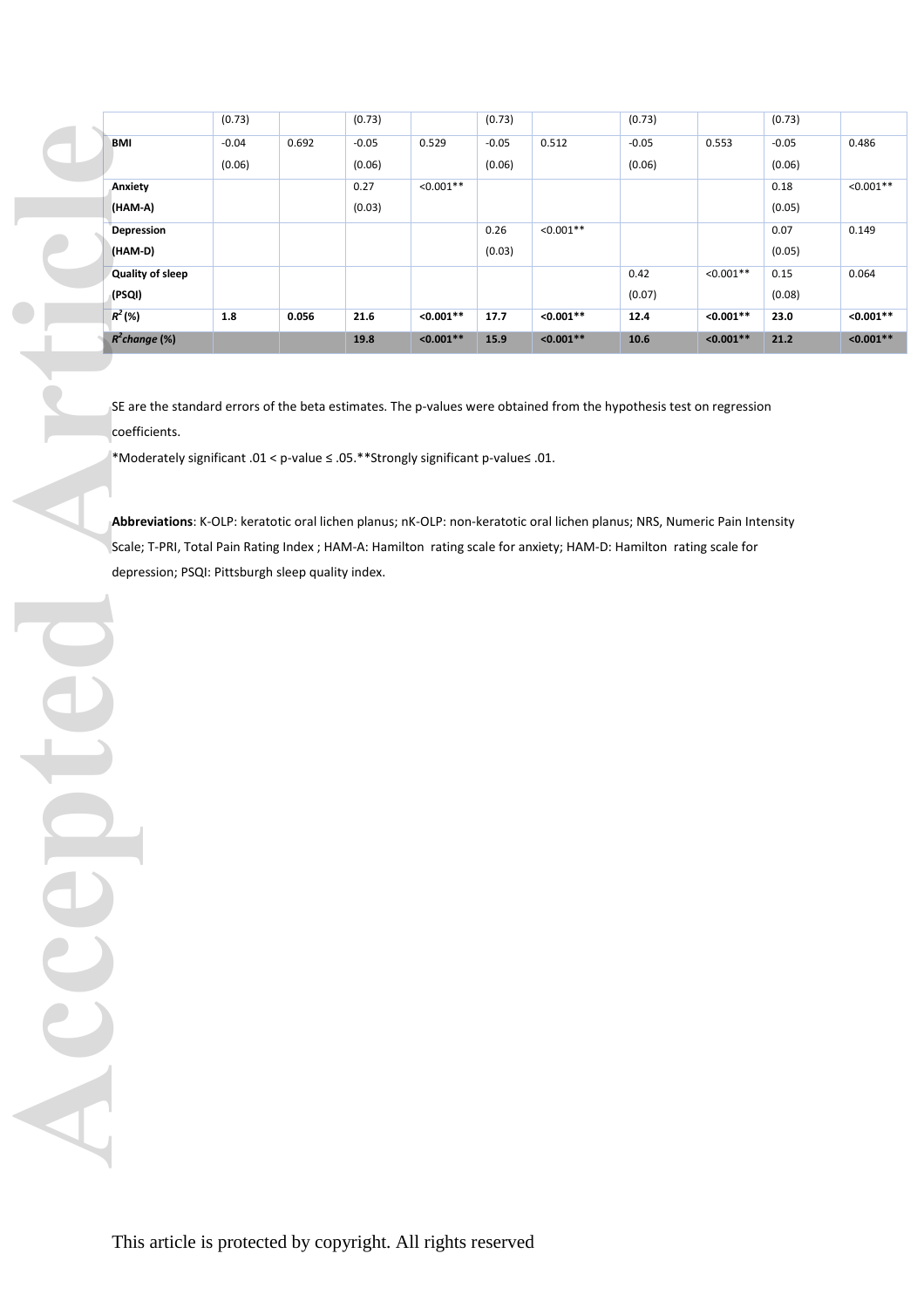|  | (0.73) |  | (0.73) |  | (0.73) |  | (0.73) |  | (0.73) |  |
|---|---|---|---|---|---|---|---|---|---|---|
| **BMI** | -0.04 (0.06) | 0.692 | -0.05 (0.06) | 0.529 | -0.05 (0.06) | 0.512 | -0.05 (0.06) | 0.553 | -0.05 (0.06) | 0.486 |
| **Anxiety (HAM-A)** |  |  | 0.27 (0.03) | <0.001** |  |  |  |  | 0.18 (0.05) | <0.001** |
| **Depression (HAM-D)** |  |  |  |  | 0.26 (0.03) | <0.001** |  |  | 0.07 (0.05) | 0.149 |
| **Quality of sleep (PSQI)** |  |  |  |  |  |  | 0.42 (0.07) | <0.001** | 0.15 (0.08) | 0.064 |
| $R^2$ **(%)** | **1.8** | **0.056** | **21.6** | **<0.001**** | **17.7** | **<0.001**** | **12.4** | **<0.001**** | **23.0** | **<0.001**** |
| $R^2$ ***change*** **(%)** |  |  | **19.8** | **<0.001**** | **15.9** | **<0.001**** | **10.6** | **<0.001**** | **21.2** | **<0.001**** |

SE are the standard errors of the beta estimates. The p-values were obtained from the hypothesis test on regression coefficients.

*Moderately significant .01 < p-value ≤ .05.**Strongly significant p-value≤ .01.

**Abbreviations**: K-OLP: keratotic oral lichen planus; nK-OLP: non-keratotic oral lichen planus; NRS, Numeric Pain Intensity Scale; T-PRI, Total Pain Rating Index ; HAM-A: Hamilton rating scale for anxiety; HAM-D: Hamilton rating scale for depression; PSQI: Pittsburgh sleep quality index.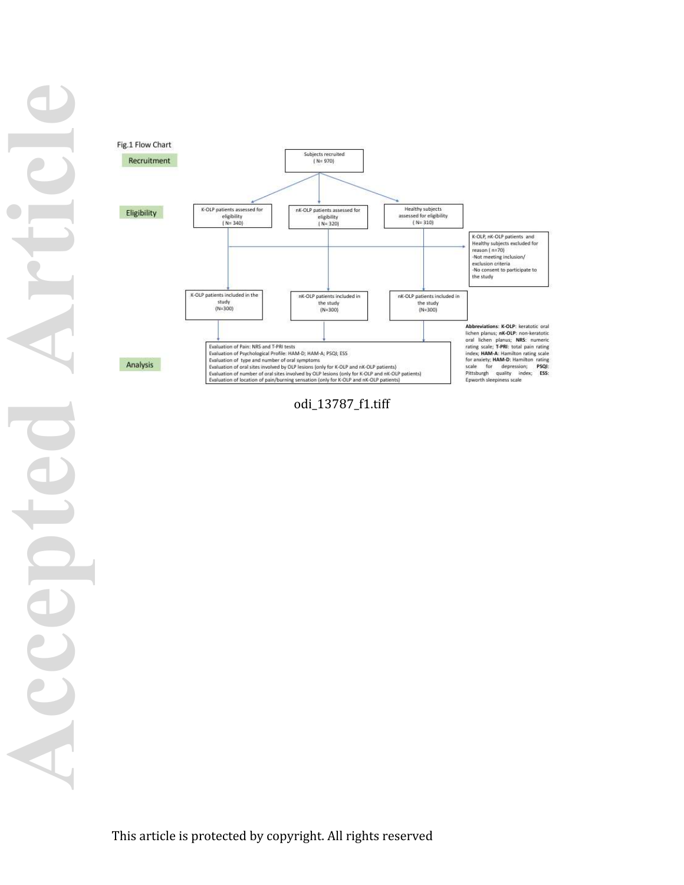Fig.1 Flow Chart

Recruitment

Subjects recruited
( N= 970)

Eligibility

K-OLP patients assessed for eligibility
( N= 340)

nK-OLP patients assessed for eligibility
( N= 320)

Healthy subjects assessed for eligibility
( N= 310)

K-OLP, nK-OLP patients and Healthy subjects excluded for reason ( n=70)
-Not meeting inclusion/ exclusion criteria
-No consent to participate to the study

K-OLP patients included in the study
(N=300)

nK-OLP patients included in the study
(N=300)

nK-OLP patients included in the study
(N=300)

Analysis

Evaluation of Pain: NRS and T-PRI tests
Evaluation of Psychological Profile: HAM-D; HAM-A; PSQI; ESS
Evaluation of type and number of oral symptoms
Evaluation of oral sites involved by OLP lesions (only for K-OLP and nK-OLP patients)
Evaluation of number of oral sites involved by OLP lesions (only for K-OLP and nK-OLP patients)
Evaluation of location of pain/burning sensation (only for K-OLP and nK-OLP patients)

**Abbreviations**: **K-OLP**: keratotic oral lichen planus; **nK-OLP**: non-keratotic oral lichen planus; **NRS**: numeric rating scale; **T-PRI**: total pain rating index; **HAM-A**: Hamilton rating scale for anxiety; **HAM-D**: Hamilton rating scale for depression; **PSQI**: Pittsburgh quality index; **ESS**: Epworth sleepiness scale

odi_13787_f1.tiff